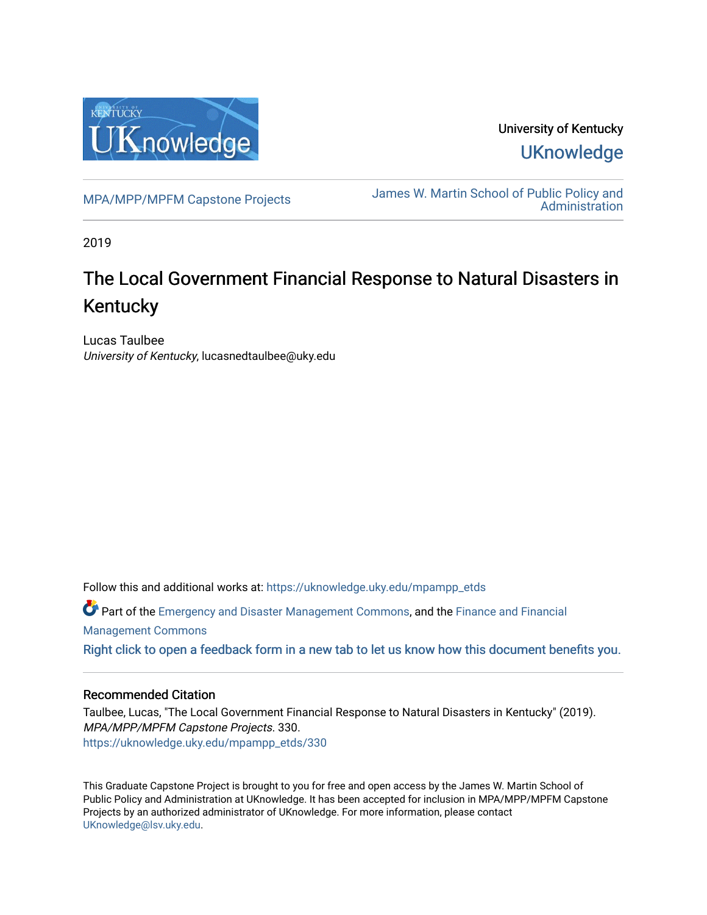University of Kentucky

UKnowledge

MPA/MPP/MPFM Capstone Projects

James W. Martin School of Public Policy and Administration

2019

# The Local Government Financial Response to Natural Disasters in Kentucky

Lucas Taulbee
*University of Kentucky*, lucasnedtaulbee@uky.edu

Follow this and additional works at: https://uknowledge.uky.edu/mpampp_etds

Part of the Emergency and Disaster Management Commons, and the Finance and Financial Management Commons

Right click to open a feedback form in a new tab to let us know how this document benefits you.

## Recommended Citation

Taulbee, Lucas, "The Local Government Financial Response to Natural Disasters in Kentucky" (2019). *MPA/MPP/MPFM Capstone Projects*. 330.
https://uknowledge.uky.edu/mpampp_etds/330

This Graduate Capstone Project is brought to you for free and open access by the James W. Martin School of Public Policy and Administration at UKnowledge. It has been accepted for inclusion in MPA/MPP/MPFM Capstone Projects by an authorized administrator of UKnowledge. For more information, please contact UKnowledge@lsv.uky.edu.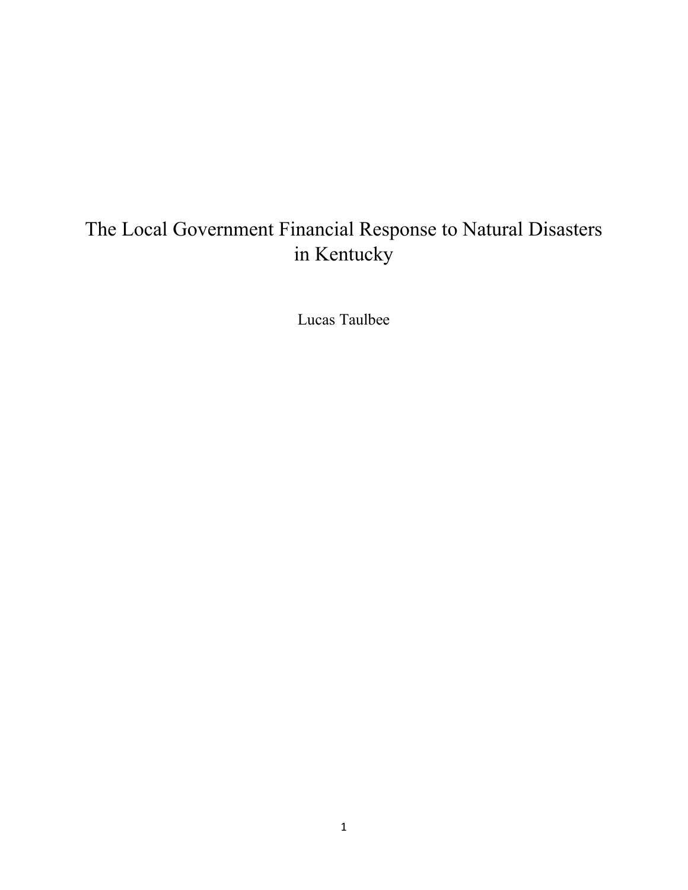# The Local Government Financial Response to Natural Disasters in Kentucky

Lucas Taulbee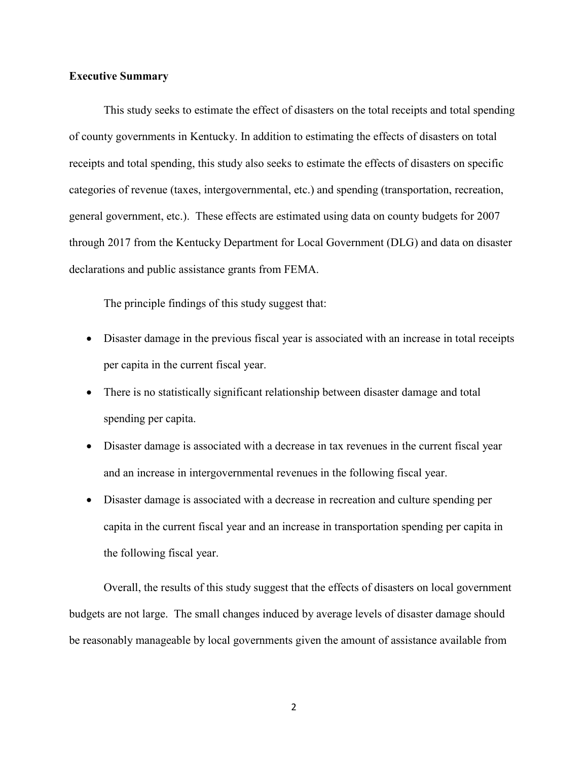**Executive Summary**

This study seeks to estimate the effect of disasters on the total receipts and total spending of county governments in Kentucky. In addition to estimating the effects of disasters on total receipts and total spending, this study also seeks to estimate the effects of disasters on specific categories of revenue (taxes, intergovernmental, etc.) and spending (transportation, recreation, general government, etc.). These effects are estimated using data on county budgets for 2007 through 2017 from the Kentucky Department for Local Government (DLG) and data on disaster declarations and public assistance grants from FEMA.

The principle findings of this study suggest that:

- Disaster damage in the previous fiscal year is associated with an increase in total receipts per capita in the current fiscal year.
- There is no statistically significant relationship between disaster damage and total spending per capita.
- Disaster damage is associated with a decrease in tax revenues in the current fiscal year and an increase in intergovernmental revenues in the following fiscal year.
- Disaster damage is associated with a decrease in recreation and culture spending per capita in the current fiscal year and an increase in transportation spending per capita in the following fiscal year.

Overall, the results of this study suggest that the effects of disasters on local government budgets are not large. The small changes induced by average levels of disaster damage should be reasonably manageable by local governments given the amount of assistance available from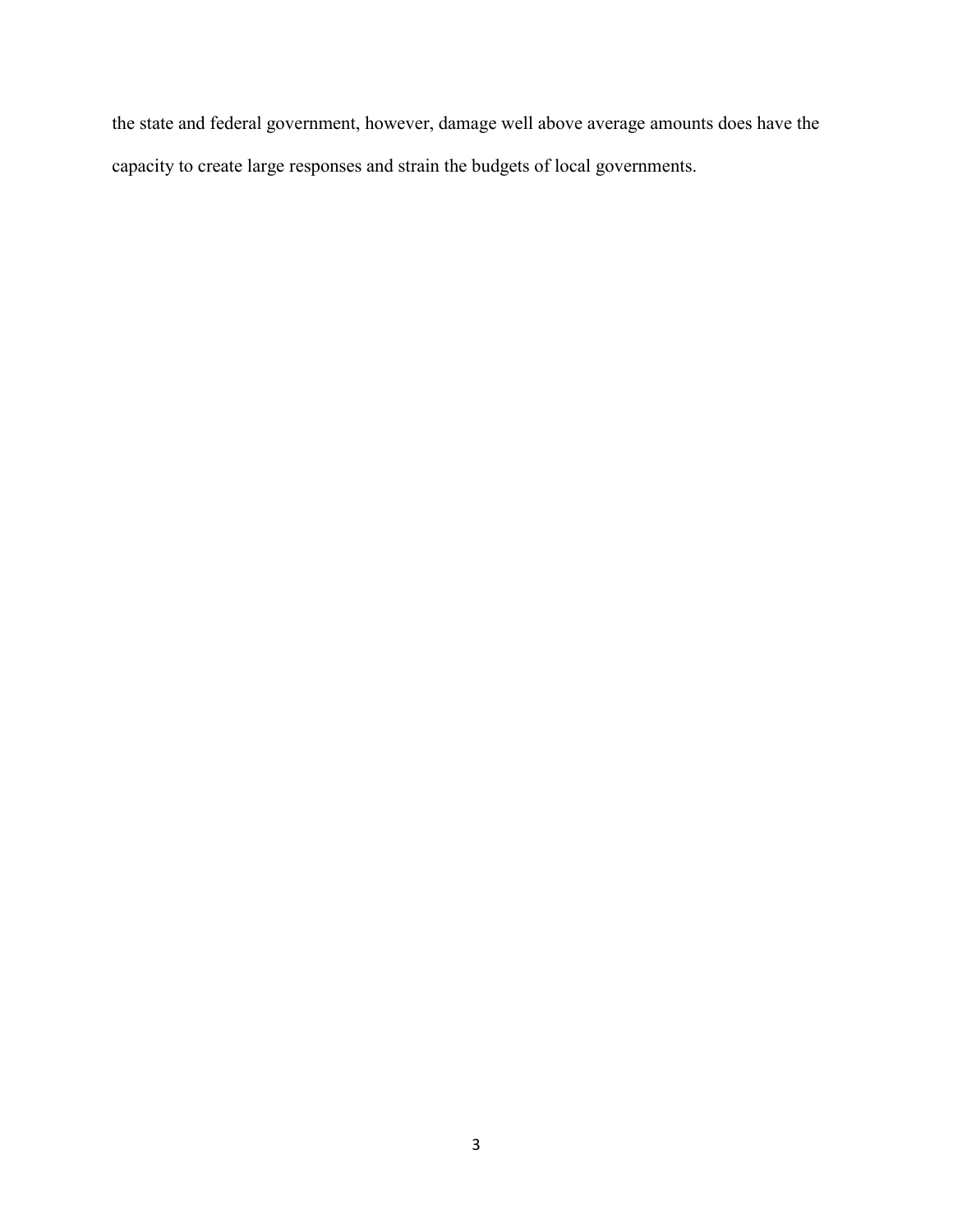the state and federal government, however, damage well above average amounts does have the capacity to create large responses and strain the budgets of local governments.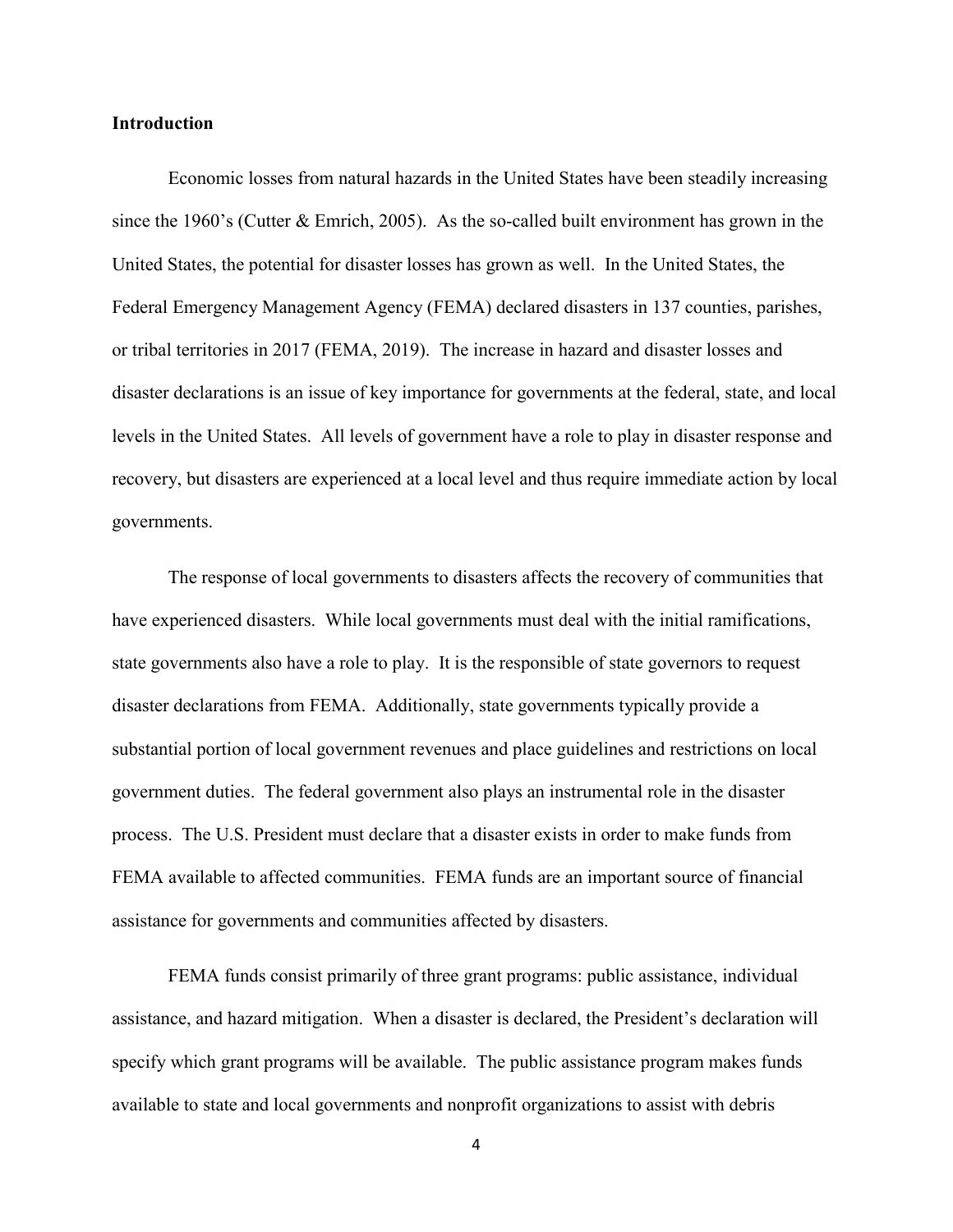**Introduction**

Economic losses from natural hazards in the United States have been steadily increasing since the 1960's (Cutter & Emrich, 2005). As the so-called built environment has grown in the United States, the potential for disaster losses has grown as well. In the United States, the Federal Emergency Management Agency (FEMA) declared disasters in 137 counties, parishes, or tribal territories in 2017 (FEMA, 2019). The increase in hazard and disaster losses and disaster declarations is an issue of key importance for governments at the federal, state, and local levels in the United States. All levels of government have a role to play in disaster response and recovery, but disasters are experienced at a local level and thus require immediate action by local governments.

The response of local governments to disasters affects the recovery of communities that have experienced disasters. While local governments must deal with the initial ramifications, state governments also have a role to play. It is the responsible of state governors to request disaster declarations from FEMA. Additionally, state governments typically provide a substantial portion of local government revenues and place guidelines and restrictions on local government duties. The federal government also plays an instrumental role in the disaster process. The U.S. President must declare that a disaster exists in order to make funds from FEMA available to affected communities. FEMA funds are an important source of financial assistance for governments and communities affected by disasters.

FEMA funds consist primarily of three grant programs: public assistance, individual assistance, and hazard mitigation. When a disaster is declared, the President's declaration will specify which grant programs will be available. The public assistance program makes funds available to state and local governments and nonprofit organizations to assist with debris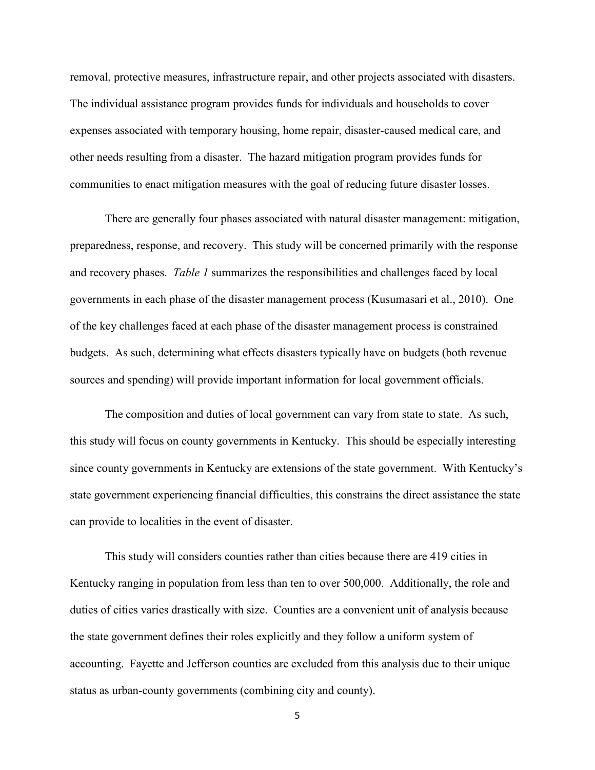removal, protective measures, infrastructure repair, and other projects associated with disasters. The individual assistance program provides funds for individuals and households to cover expenses associated with temporary housing, home repair, disaster-caused medical care, and other needs resulting from a disaster. The hazard mitigation program provides funds for communities to enact mitigation measures with the goal of reducing future disaster losses.

There are generally four phases associated with natural disaster management: mitigation, preparedness, response, and recovery. This study will be concerned primarily with the response and recovery phases. *Table 1* summarizes the responsibilities and challenges faced by local governments in each phase of the disaster management process (Kusumasari et al., 2010). One of the key challenges faced at each phase of the disaster management process is constrained budgets. As such, determining what effects disasters typically have on budgets (both revenue sources and spending) will provide important information for local government officials.

The composition and duties of local government can vary from state to state. As such, this study will focus on county governments in Kentucky. This should be especially interesting since county governments in Kentucky are extensions of the state government. With Kentucky's state government experiencing financial difficulties, this constrains the direct assistance the state can provide to localities in the event of disaster.

This study will considers counties rather than cities because there are 419 cities in Kentucky ranging in population from less than ten to over 500,000. Additionally, the role and duties of cities varies drastically with size. Counties are a convenient unit of analysis because the state government defines their roles explicitly and they follow a uniform system of accounting. Fayette and Jefferson counties are excluded from this analysis due to their unique status as urban-county governments (combining city and county).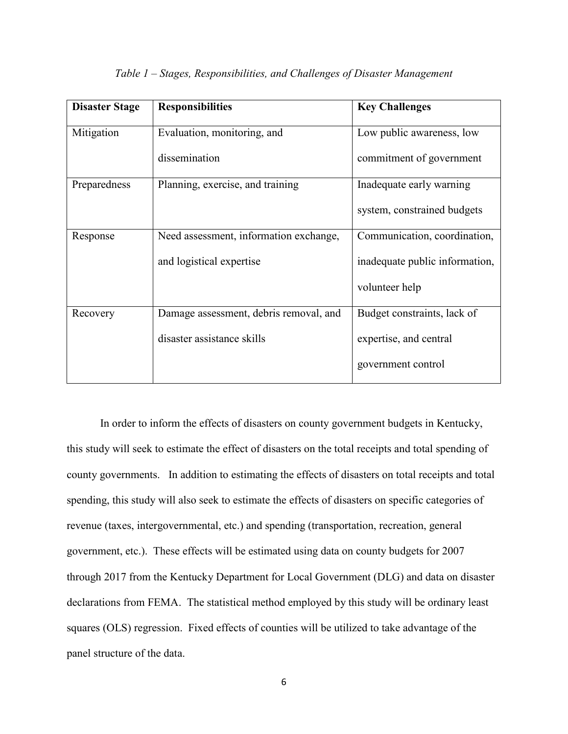*Table 1 – Stages, Responsibilities, and Challenges of Disaster Management*

| Disaster Stage | Responsibilities | Key Challenges |
|---|---|---|
| Mitigation | Evaluation, monitoring, and dissemination | Low public awareness, low commitment of government |
| Preparedness | Planning, exercise, and training | Inadequate early warning system, constrained budgets |
| Response | Need assessment, information exchange, and logistical expertise | Communication, coordination, inadequate public information, volunteer help |
| Recovery | Damage assessment, debris removal, and disaster assistance skills | Budget constraints, lack of expertise, and central government control |

In order to inform the effects of disasters on county government budgets in Kentucky, this study will seek to estimate the effect of disasters on the total receipts and total spending of county governments. In addition to estimating the effects of disasters on total receipts and total spending, this study will also seek to estimate the effects of disasters on specific categories of revenue (taxes, intergovernmental, etc.) and spending (transportation, recreation, general government, etc.). These effects will be estimated using data on county budgets for 2007 through 2017 from the Kentucky Department for Local Government (DLG) and data on disaster declarations from FEMA. The statistical method employed by this study will be ordinary least squares (OLS) regression. Fixed effects of counties will be utilized to take advantage of the panel structure of the data.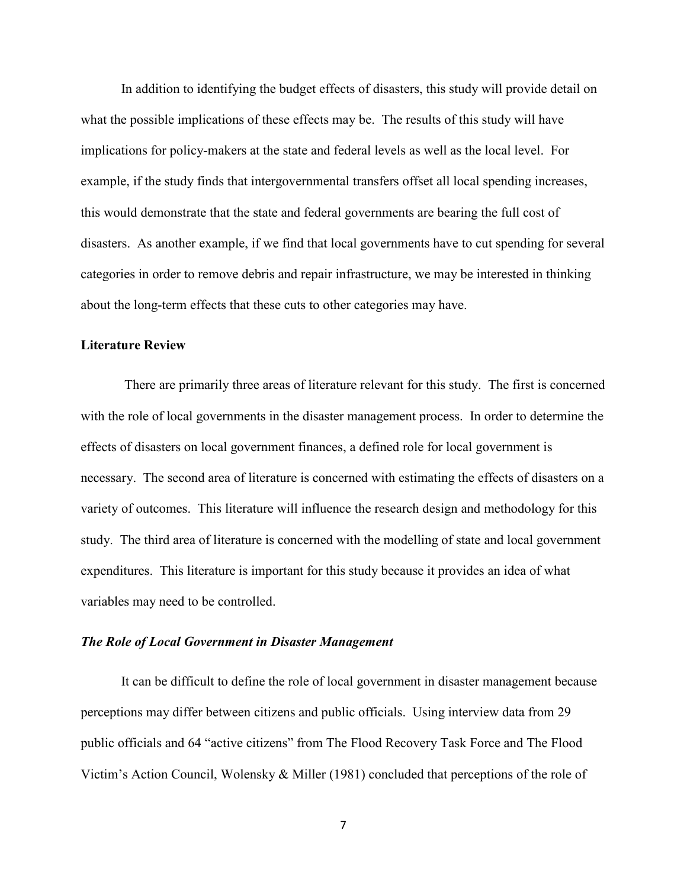In addition to identifying the budget effects of disasters, this study will provide detail on what the possible implications of these effects may be. The results of this study will have implications for policy-makers at the state and federal levels as well as the local level. For example, if the study finds that intergovernmental transfers offset all local spending increases, this would demonstrate that the state and federal governments are bearing the full cost of disasters. As another example, if we find that local governments have to cut spending for several categories in order to remove debris and repair infrastructure, we may be interested in thinking about the long-term effects that these cuts to other categories may have.

## Literature Review

There are primarily three areas of literature relevant for this study. The first is concerned with the role of local governments in the disaster management process. In order to determine the effects of disasters on local government finances, a defined role for local government is necessary. The second area of literature is concerned with estimating the effects of disasters on a variety of outcomes. This literature will influence the research design and methodology for this study. The third area of literature is concerned with the modelling of state and local government expenditures. This literature is important for this study because it provides an idea of what variables may need to be controlled.

### *The Role of Local Government in Disaster Management*

It can be difficult to define the role of local government in disaster management because perceptions may differ between citizens and public officials. Using interview data from 29 public officials and 64 "active citizens" from The Flood Recovery Task Force and The Flood Victim's Action Council, Wolensky & Miller (1981) concluded that perceptions of the role of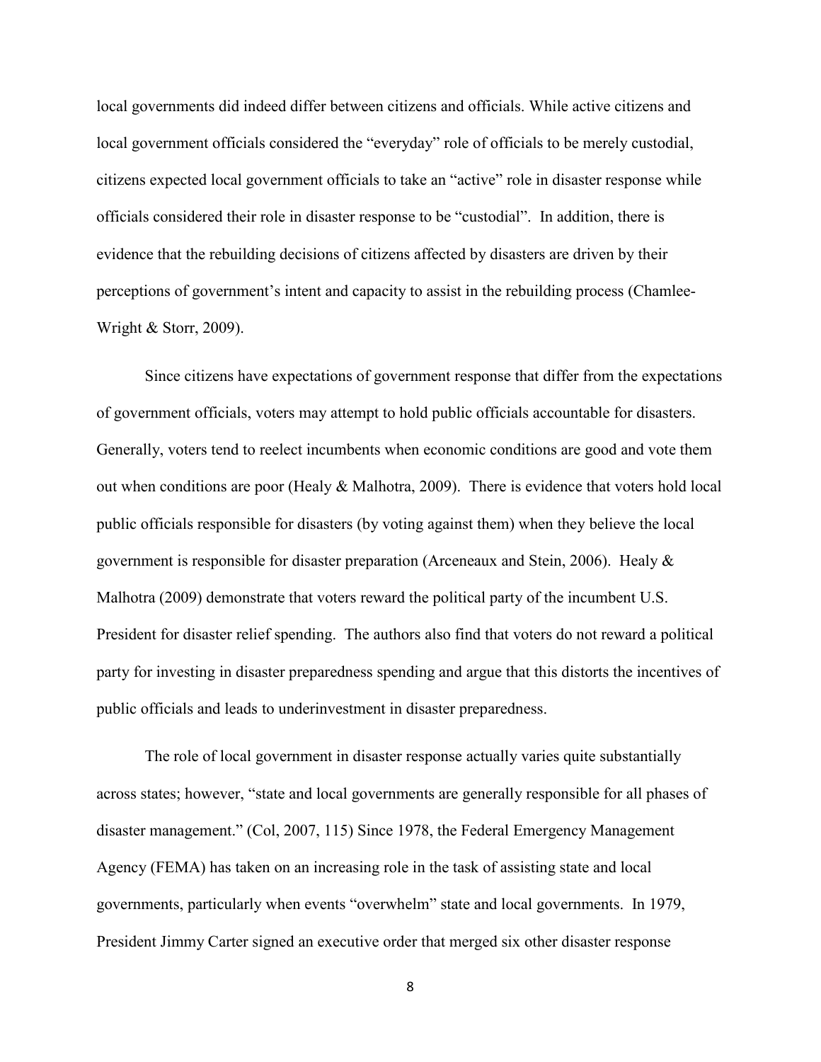local governments did indeed differ between citizens and officials. While active citizens and local government officials considered the "everyday" role of officials to be merely custodial, citizens expected local government officials to take an "active" role in disaster response while officials considered their role in disaster response to be "custodial". In addition, there is evidence that the rebuilding decisions of citizens affected by disasters are driven by their perceptions of government's intent and capacity to assist in the rebuilding process (Chamlee-Wright & Storr, 2009).

Since citizens have expectations of government response that differ from the expectations of government officials, voters may attempt to hold public officials accountable for disasters. Generally, voters tend to reelect incumbents when economic conditions are good and vote them out when conditions are poor (Healy & Malhotra, 2009). There is evidence that voters hold local public officials responsible for disasters (by voting against them) when they believe the local government is responsible for disaster preparation (Arceneaux and Stein, 2006). Healy & Malhotra (2009) demonstrate that voters reward the political party of the incumbent U.S. President for disaster relief spending. The authors also find that voters do not reward a political party for investing in disaster preparedness spending and argue that this distorts the incentives of public officials and leads to underinvestment in disaster preparedness.

The role of local government in disaster response actually varies quite substantially across states; however, "state and local governments are generally responsible for all phases of disaster management." (Col, 2007, 115) Since 1978, the Federal Emergency Management Agency (FEMA) has taken on an increasing role in the task of assisting state and local governments, particularly when events "overwhelm" state and local governments. In 1979, President Jimmy Carter signed an executive order that merged six other disaster response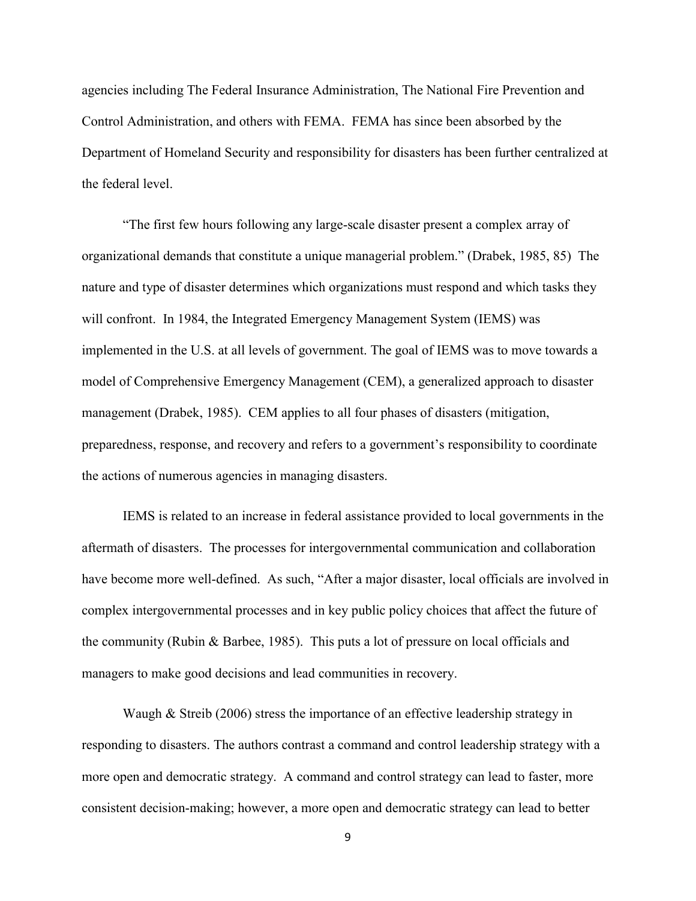agencies including The Federal Insurance Administration, The National Fire Prevention and Control Administration, and others with FEMA. FEMA has since been absorbed by the Department of Homeland Security and responsibility for disasters has been further centralized at the federal level.

"The first few hours following any large-scale disaster present a complex array of organizational demands that constitute a unique managerial problem." (Drabek, 1985, 85) The nature and type of disaster determines which organizations must respond and which tasks they will confront. In 1984, the Integrated Emergency Management System (IEMS) was implemented in the U.S. at all levels of government. The goal of IEMS was to move towards a model of Comprehensive Emergency Management (CEM), a generalized approach to disaster management (Drabek, 1985). CEM applies to all four phases of disasters (mitigation, preparedness, response, and recovery and refers to a government's responsibility to coordinate the actions of numerous agencies in managing disasters.

IEMS is related to an increase in federal assistance provided to local governments in the aftermath of disasters. The processes for intergovernmental communication and collaboration have become more well-defined. As such, "After a major disaster, local officials are involved in complex intergovernmental processes and in key public policy choices that affect the future of the community (Rubin & Barbee, 1985). This puts a lot of pressure on local officials and managers to make good decisions and lead communities in recovery.

Waugh & Streib (2006) stress the importance of an effective leadership strategy in responding to disasters. The authors contrast a command and control leadership strategy with a more open and democratic strategy. A command and control strategy can lead to faster, more consistent decision-making; however, a more open and democratic strategy can lead to better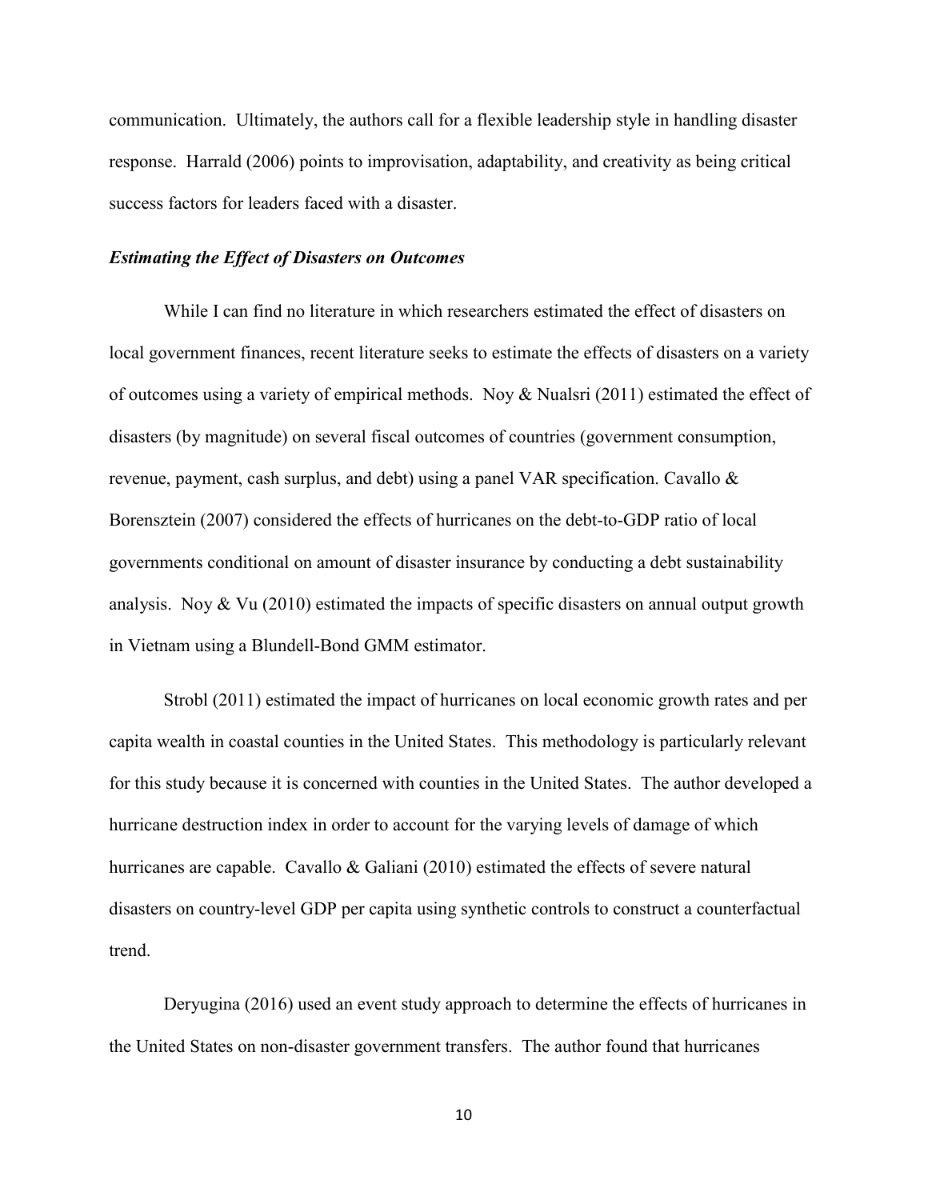communication. Ultimately, the authors call for a flexible leadership style in handling disaster response. Harrald (2006) points to improvisation, adaptability, and creativity as being critical success factors for leaders faced with a disaster.

### *Estimating the Effect of Disasters on Outcomes*

While I can find no literature in which researchers estimated the effect of disasters on local government finances, recent literature seeks to estimate the effects of disasters on a variety of outcomes using a variety of empirical methods. Noy & Nualsri (2011) estimated the effect of disasters (by magnitude) on several fiscal outcomes of countries (government consumption, revenue, payment, cash surplus, and debt) using a panel VAR specification. Cavallo & Borensztein (2007) considered the effects of hurricanes on the debt-to-GDP ratio of local governments conditional on amount of disaster insurance by conducting a debt sustainability analysis. Noy & Vu (2010) estimated the impacts of specific disasters on annual output growth in Vietnam using a Blundell-Bond GMM estimator.

Strobl (2011) estimated the impact of hurricanes on local economic growth rates and per capita wealth in coastal counties in the United States. This methodology is particularly relevant for this study because it is concerned with counties in the United States. The author developed a hurricane destruction index in order to account for the varying levels of damage of which hurricanes are capable. Cavallo & Galiani (2010) estimated the effects of severe natural disasters on country-level GDP per capita using synthetic controls to construct a counterfactual trend.

Deryugina (2016) used an event study approach to determine the effects of hurricanes in the United States on non-disaster government transfers. The author found that hurricanes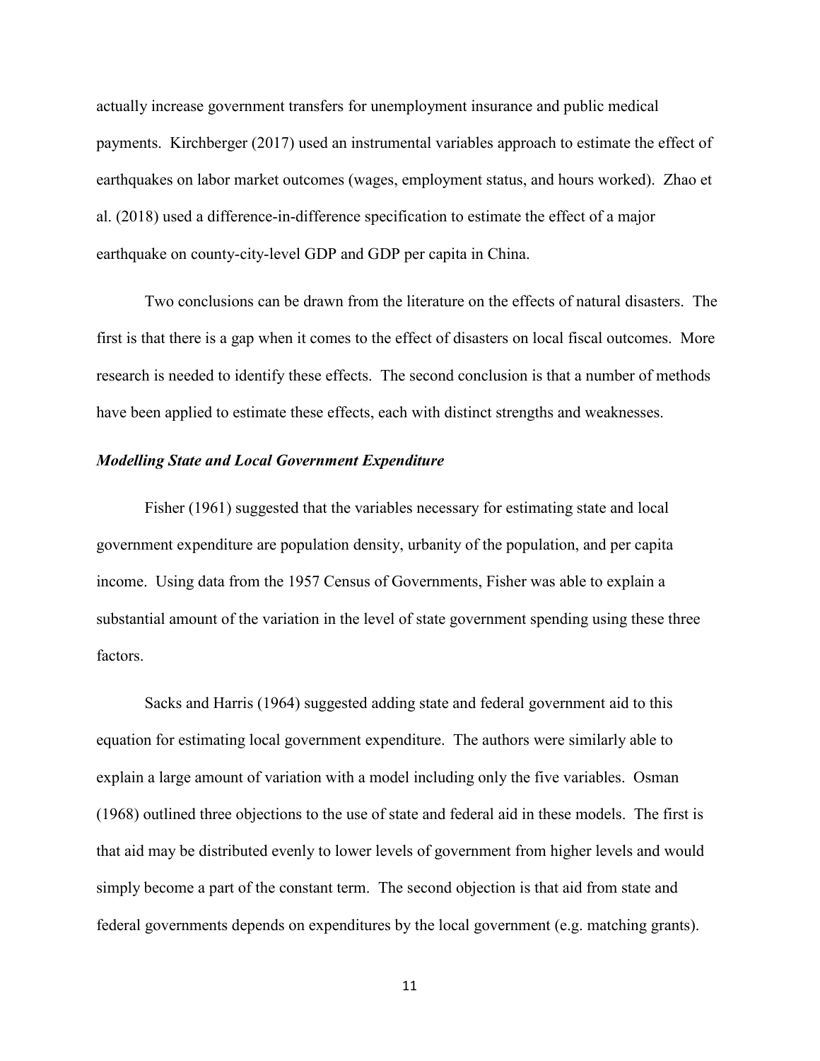actually increase government transfers for unemployment insurance and public medical payments. Kirchberger (2017) used an instrumental variables approach to estimate the effect of earthquakes on labor market outcomes (wages, employment status, and hours worked). Zhao et al. (2018) used a difference-in-difference specification to estimate the effect of a major earthquake on county-city-level GDP and GDP per capita in China.

Two conclusions can be drawn from the literature on the effects of natural disasters. The first is that there is a gap when it comes to the effect of disasters on local fiscal outcomes. More research is needed to identify these effects. The second conclusion is that a number of methods have been applied to estimate these effects, each with distinct strengths and weaknesses.

***Modelling State and Local Government Expenditure***

Fisher (1961) suggested that the variables necessary for estimating state and local government expenditure are population density, urbanity of the population, and per capita income. Using data from the 1957 Census of Governments, Fisher was able to explain a substantial amount of the variation in the level of state government spending using these three factors.

Sacks and Harris (1964) suggested adding state and federal government aid to this equation for estimating local government expenditure. The authors were similarly able to explain a large amount of variation with a model including only the five variables. Osman (1968) outlined three objections to the use of state and federal aid in these models. The first is that aid may be distributed evenly to lower levels of government from higher levels and would simply become a part of the constant term. The second objection is that aid from state and federal governments depends on expenditures by the local government (e.g. matching grants).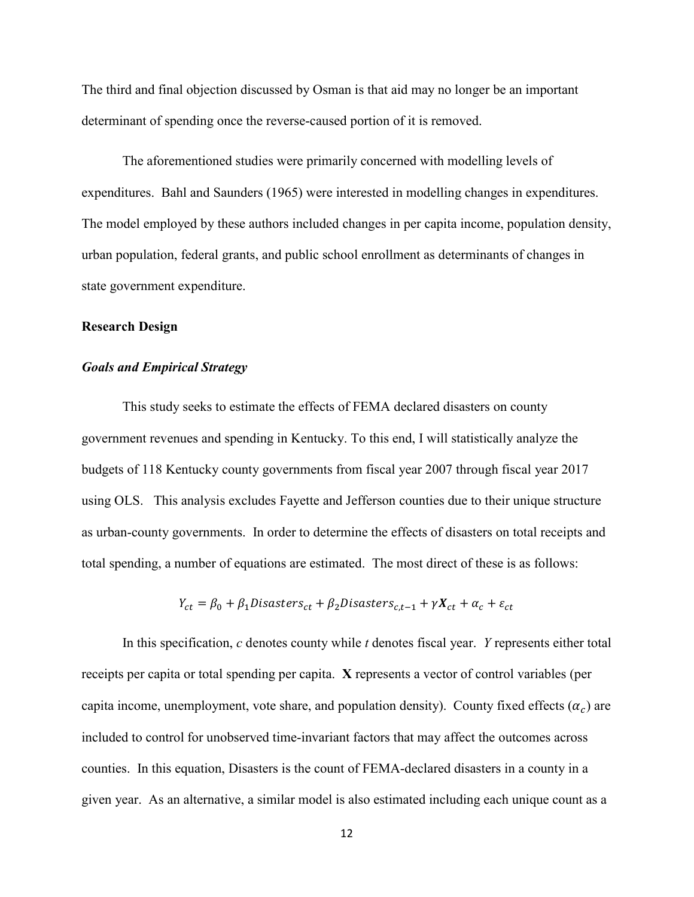The third and final objection discussed by Osman is that aid may no longer be an important determinant of spending once the reverse-caused portion of it is removed.

The aforementioned studies were primarily concerned with modelling levels of expenditures. Bahl and Saunders (1965) were interested in modelling changes in expenditures. The model employed by these authors included changes in per capita income, population density, urban population, federal grants, and public school enrollment as determinants of changes in state government expenditure.

## Research Design

### *Goals and Empirical Strategy*

This study seeks to estimate the effects of FEMA declared disasters on county government revenues and spending in Kentucky. To this end, I will statistically analyze the budgets of 118 Kentucky county governments from fiscal year 2007 through fiscal year 2017 using OLS. This analysis excludes Fayette and Jefferson counties due to their unique structure as urban-county governments. In order to determine the effects of disasters on total receipts and total spending, a number of equations are estimated. The most direct of these is as follows:

$$Y_{ct} = \beta_0 + \beta_1 Disasters_{ct} + \beta_2 Disasters_{c,t-1} + \gamma \boldsymbol{X}_{ct} + \alpha_c + \varepsilon_{ct}$$

In this specification, *c* denotes county while *t* denotes fiscal year. *Y* represents either total receipts per capita or total spending per capita. **X** represents a vector of control variables (per capita income, unemployment, vote share, and population density). County fixed effects ($\alpha_c$) are included to control for unobserved time-invariant factors that may affect the outcomes across counties. In this equation, Disasters is the count of FEMA-declared disasters in a county in a given year. As an alternative, a similar model is also estimated including each unique count as a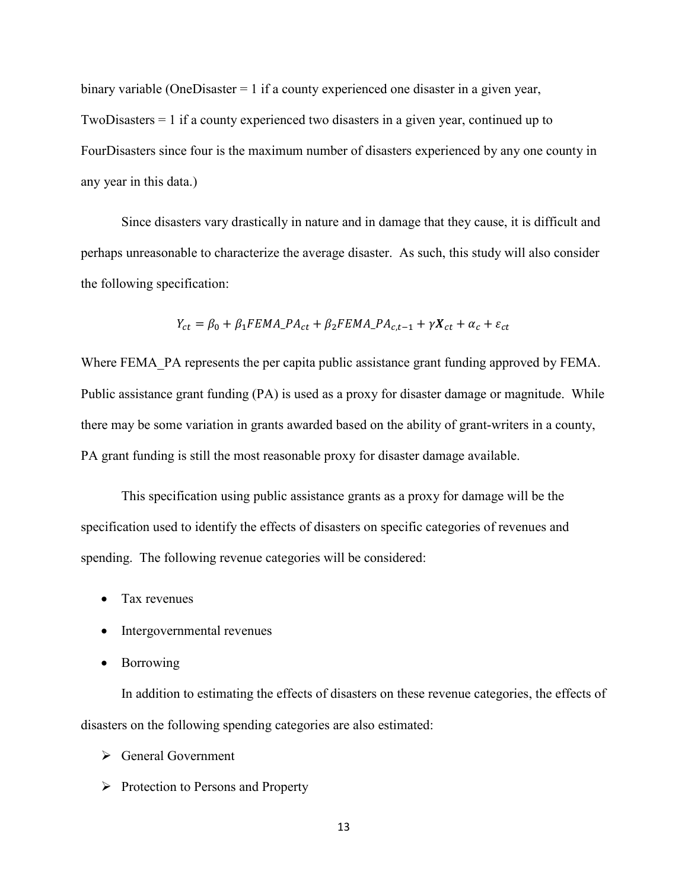binary variable (OneDisaster = 1 if a county experienced one disaster in a given year, TwoDisasters = 1 if a county experienced two disasters in a given year, continued up to FourDisasters since four is the maximum number of disasters experienced by any one county in any year in this data.)

Since disasters vary drastically in nature and in damage that they cause, it is difficult and perhaps unreasonable to characterize the average disaster. As such, this study will also consider the following specification:

$$Y_{ct} = \beta_0 + \beta_1 FEMA\_PA_{ct} + \beta_2 FEMA\_PA_{c,t-1} + \gamma \boldsymbol{X}_{ct} + \alpha_c + \varepsilon_{ct}$$

Where FEMA_PA represents the per capita public assistance grant funding approved by FEMA. Public assistance grant funding (PA) is used as a proxy for disaster damage or magnitude. While there may be some variation in grants awarded based on the ability of grant-writers in a county, PA grant funding is still the most reasonable proxy for disaster damage available.

This specification using public assistance grants as a proxy for damage will be the specification used to identify the effects of disasters on specific categories of revenues and spending. The following revenue categories will be considered:

- Tax revenues
- Intergovernmental revenues
- Borrowing

In addition to estimating the effects of disasters on these revenue categories, the effects of disasters on the following spending categories are also estimated:

- General Government
- Protection to Persons and Property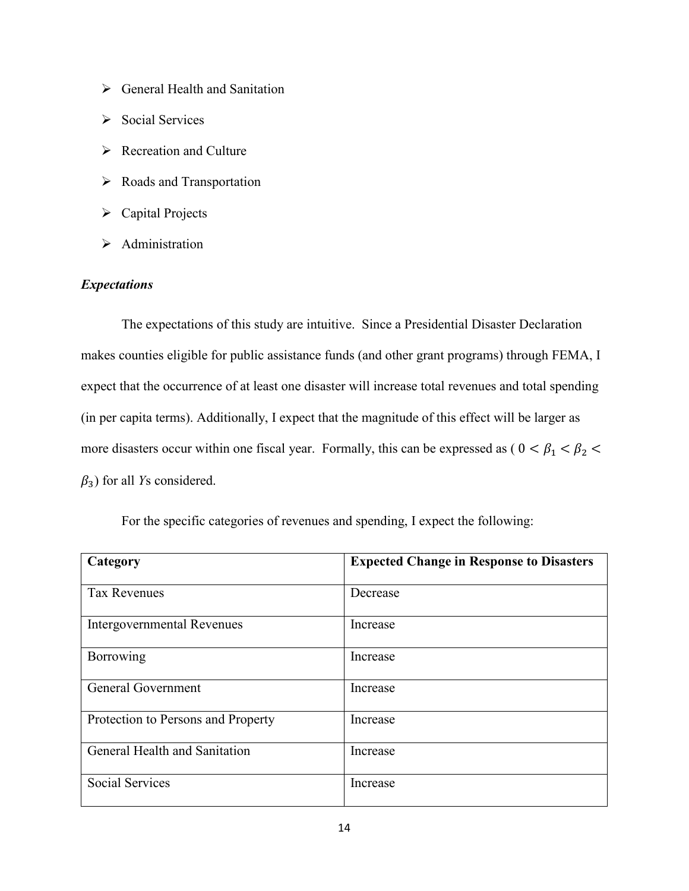- General Health and Sanitation
- Social Services
- Recreation and Culture
- Roads and Transportation
- Capital Projects
- Administration

***Expectations***

The expectations of this study are intuitive. Since a Presidential Disaster Declaration makes counties eligible for public assistance funds (and other grant programs) through FEMA, I expect that the occurrence of at least one disaster will increase total revenues and total spending (in per capita terms). Additionally, I expect that the magnitude of this effect will be larger as more disasters occur within one fiscal year. Formally, this can be expressed as ( $0 < \beta_1 < \beta_2 < \beta_3$) for all *Y*s considered.

For the specific categories of revenues and spending, I expect the following:

| **Category** | **Expected Change in Response to Disasters** |
|---|---|
| Tax Revenues | Decrease |
| Intergovernmental Revenues | Increase |
| Borrowing | Increase |
| General Government | Increase |
| Protection to Persons and Property | Increase |
| General Health and Sanitation | Increase |
| Social Services | Increase |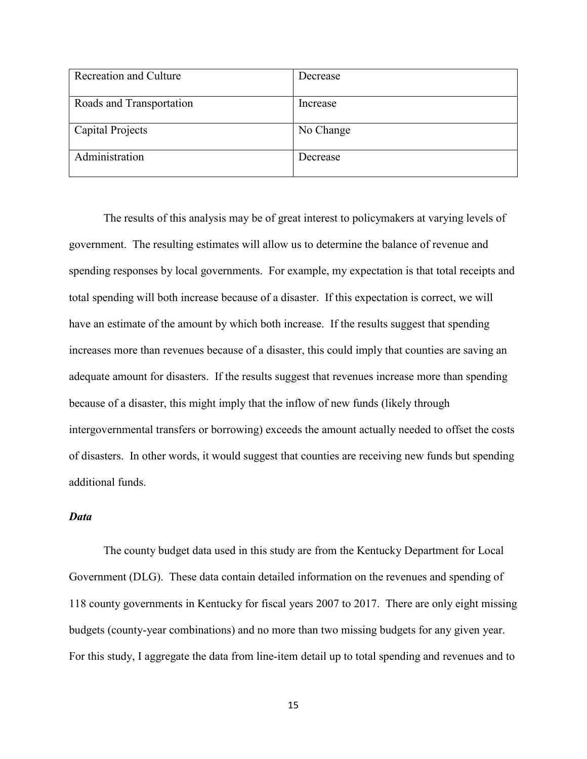| Recreation and Culture | Decrease |
|---|---|
| Roads and Transportation | Increase |
| Capital Projects | No Change |
| Administration | Decrease |

The results of this analysis may be of great interest to policymakers at varying levels of government. The resulting estimates will allow us to determine the balance of revenue and spending responses by local governments. For example, my expectation is that total receipts and total spending will both increase because of a disaster. If this expectation is correct, we will have an estimate of the amount by which both increase. If the results suggest that spending increases more than revenues because of a disaster, this could imply that counties are saving an adequate amount for disasters. If the results suggest that revenues increase more than spending because of a disaster, this might imply that the inflow of new funds (likely through intergovernmental transfers or borrowing) exceeds the amount actually needed to offset the costs of disasters. In other words, it would suggest that counties are receiving new funds but spending additional funds.

### *Data*

The county budget data used in this study are from the Kentucky Department for Local Government (DLG). These data contain detailed information on the revenues and spending of 118 county governments in Kentucky for fiscal years 2007 to 2017. There are only eight missing budgets (county-year combinations) and no more than two missing budgets for any given year. For this study, I aggregate the data from line-item detail up to total spending and revenues and to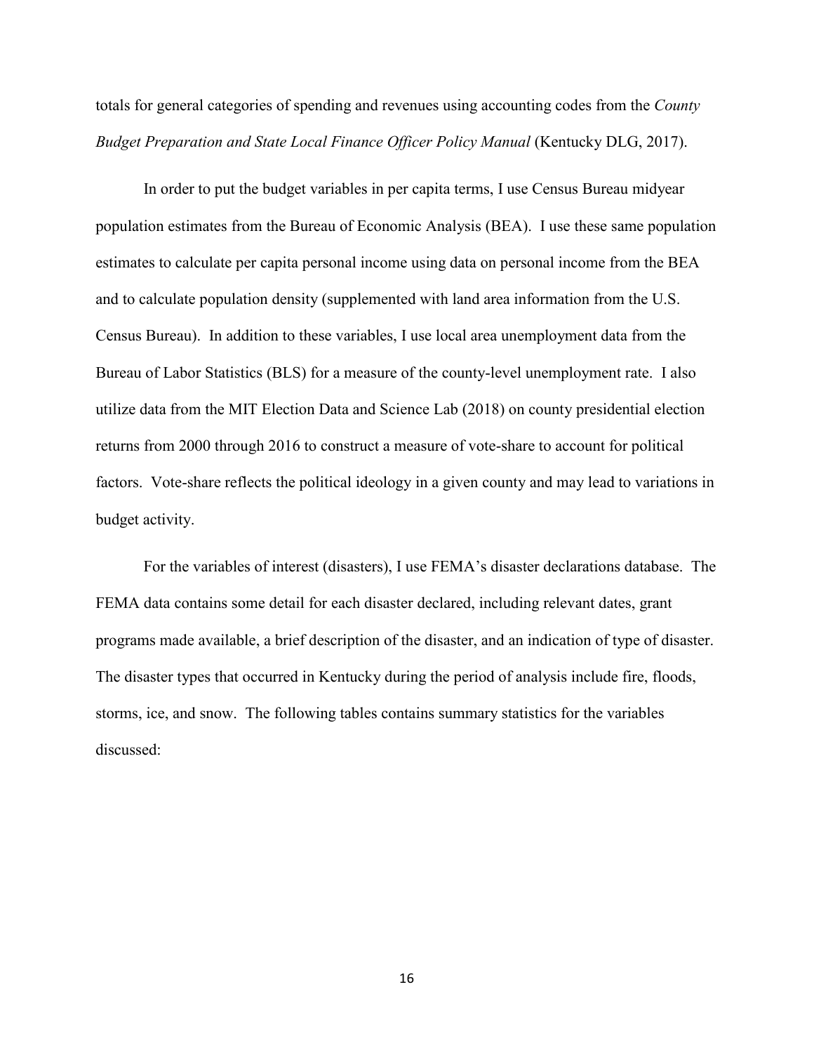totals for general categories of spending and revenues using accounting codes from the *County Budget Preparation and State Local Finance Officer Policy Manual* (Kentucky DLG, 2017).

In order to put the budget variables in per capita terms, I use Census Bureau midyear population estimates from the Bureau of Economic Analysis (BEA). I use these same population estimates to calculate per capita personal income using data on personal income from the BEA and to calculate population density (supplemented with land area information from the U.S. Census Bureau). In addition to these variables, I use local area unemployment data from the Bureau of Labor Statistics (BLS) for a measure of the county-level unemployment rate. I also utilize data from the MIT Election Data and Science Lab (2018) on county presidential election returns from 2000 through 2016 to construct a measure of vote-share to account for political factors. Vote-share reflects the political ideology in a given county and may lead to variations in budget activity.

For the variables of interest (disasters), I use FEMA's disaster declarations database. The FEMA data contains some detail for each disaster declared, including relevant dates, grant programs made available, a brief description of the disaster, and an indication of type of disaster. The disaster types that occurred in Kentucky during the period of analysis include fire, floods, storms, ice, and snow. The following tables contains summary statistics for the variables discussed: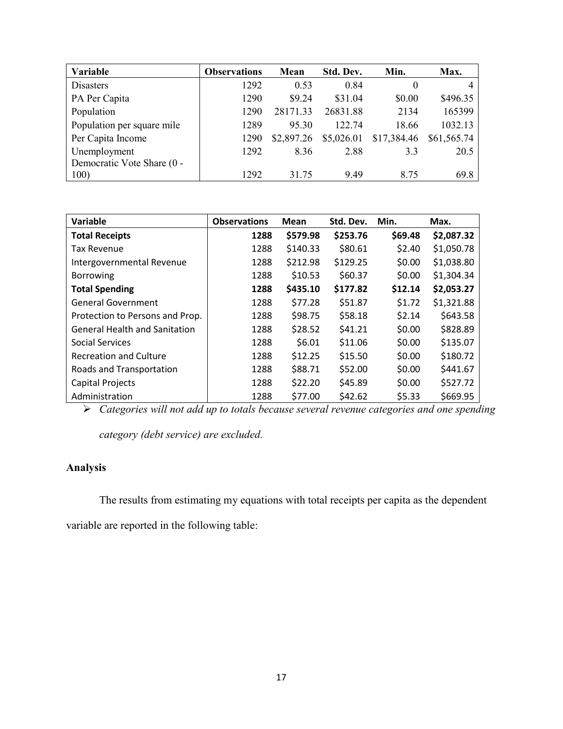| Variable | Observations | Mean | Std. Dev. | Min. | Max. |
|---|---|---|---|---|---|
| Disasters | 1292 | 0.53 | 0.84 | 0 | 4 |
| PA Per Capita | 1290 | $9.24 | $31.04 | $0.00 | $496.35 |
| Population | 1290 | 28171.33 | 26831.88 | 2134 | 165399 |
| Population per square mile | 1289 | 95.30 | 122.74 | 18.66 | 1032.13 |
| Per Capita Income | 1290 | $2,897.26 | $5,026.01 | $17,384.46 | $61,565.74 |
| Unemployment | 1292 | 8.36 | 2.88 | 3.3 | 20.5 |
| Democratic Vote Share (0 - 100) | 1292 | 31.75 | 9.49 | 8.75 | 69.8 |

| Variable | Observations | Mean | Std. Dev. | Min. | Max. |
|---|---|---|---|---|---|
| **Total Receipts** | **1288** | **$579.98** | **$253.76** | **$69.48** | **$2,087.32** |
| Tax Revenue | 1288 | $140.33 | $80.61 | $2.40 | $1,050.78 |
| Intergovernmental Revenue | 1288 | $212.98 | $129.25 | $0.00 | $1,038.80 |
| Borrowing | 1288 | $10.53 | $60.37 | $0.00 | $1,304.34 |
| **Total Spending** | **1288** | **$435.10** | **$177.82** | **$12.14** | **$2,053.27** |
| General Government | 1288 | $77.28 | $51.87 | $1.72 | $1,321.88 |
| Protection to Persons and Prop. | 1288 | $98.75 | $58.18 | $2.14 | $643.58 |
| General Health and Sanitation | 1288 | $28.52 | $41.21 | $0.00 | $828.89 |
| Social Services | 1288 | $6.01 | $11.06 | $0.00 | $135.07 |
| Recreation and Culture | 1288 | $12.25 | $15.50 | $0.00 | $180.72 |
| Roads and Transportation | 1288 | $88.71 | $52.00 | $0.00 | $441.67 |
| Capital Projects | 1288 | $22.20 | $45.89 | $0.00 | $527.72 |
| Administration | 1288 | $77.00 | $42.62 | $5.33 | $669.95 |

- *Categories will not add up to totals because several revenue categories and one spending category (debt service) are excluded.*

## Analysis

The results from estimating my equations with total receipts per capita as the dependent variable are reported in the following table: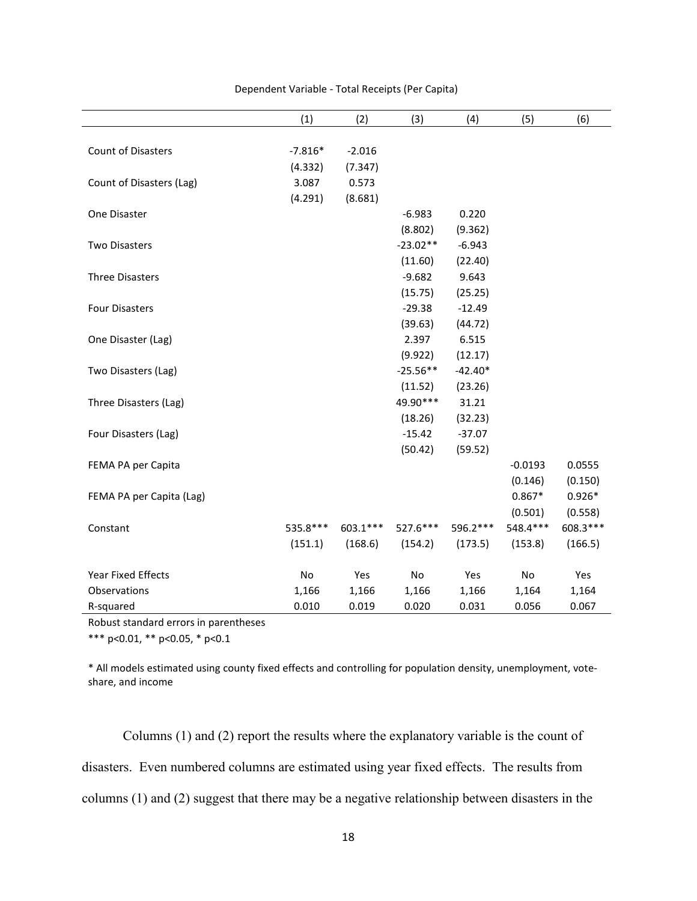Dependent Variable - Total Receipts (Per Capita)

| | (1) | (2) | (3) | (4) | (5) | (6) |
|---|---|---|---|---|---|---|
| Count of Disasters | -7.816* | -2.016 | | | | |
| | (4.332) | (7.347) | | | | |
| Count of Disasters (Lag) | 3.087 | 0.573 | | | | |
| | (4.291) | (8.681) | | | | |
| One Disaster | | | -6.983 | 0.220 | | |
| | | | (8.802) | (9.362) | | |
| Two Disasters | | | -23.02** | -6.943 | | |
| | | | (11.60) | (22.40) | | |
| Three Disasters | | | -9.682 | 9.643 | | |
| | | | (15.75) | (25.25) | | |
| Four Disasters | | | -29.38 | -12.49 | | |
| | | | (39.63) | (44.72) | | |
| One Disaster (Lag) | | | 2.397 | 6.515 | | |
| | | | (9.922) | (12.17) | | |
| Two Disasters (Lag) | | | -25.56** | -42.40* | | |
| | | | (11.52) | (23.26) | | |
| Three Disasters (Lag) | | | 49.90*** | 31.21 | | |
| | | | (18.26) | (32.23) | | |
| Four Disasters (Lag) | | | -15.42 | -37.07 | | |
| | | | (50.42) | (59.52) | | |
| FEMA PA per Capita | | | | | -0.0193 | 0.0555 |
| | | | | | (0.146) | (0.150) |
| FEMA PA per Capita (Lag) | | | | | 0.867* | 0.926* |
| | | | | | (0.501) | (0.558) |
| Constant | 535.8*** | 603.1*** | 527.6*** | 596.2*** | 548.4*** | 608.3*** |
| | (151.1) | (168.6) | (154.2) | (173.5) | (153.8) | (166.5) |
| Year Fixed Effects | No | Yes | No | Yes | No | Yes |
| Observations | 1,166 | 1,166 | 1,166 | 1,166 | 1,164 | 1,164 |
| R-squared | 0.010 | 0.019 | 0.020 | 0.031 | 0.056 | 0.067 |

Robust standard errors in parentheses

*** p<0.01, ** p<0.05, * p<0.1

* All models estimated using county fixed effects and controlling for population density, unemployment, vote-share, and income

Columns (1) and (2) report the results where the explanatory variable is the count of disasters. Even numbered columns are estimated using year fixed effects. The results from columns (1) and (2) suggest that there may be a negative relationship between disasters in the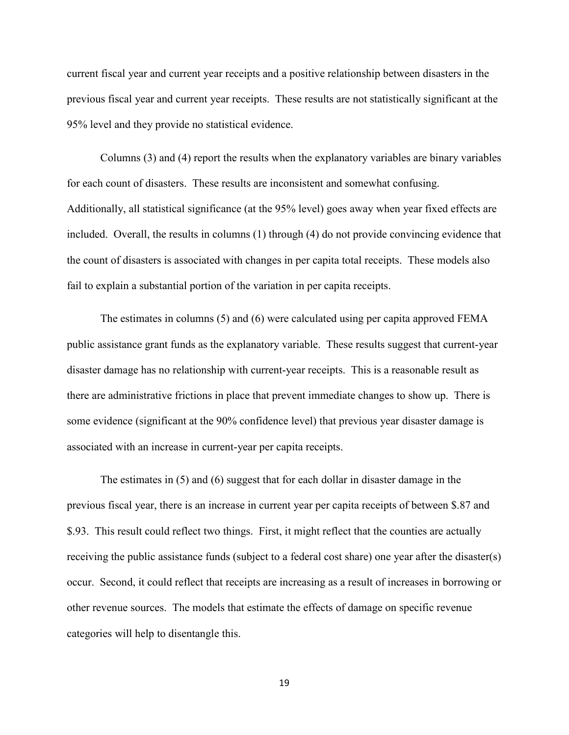current fiscal year and current year receipts and a positive relationship between disasters in the previous fiscal year and current year receipts. These results are not statistically significant at the 95% level and they provide no statistical evidence.

Columns (3) and (4) report the results when the explanatory variables are binary variables for each count of disasters. These results are inconsistent and somewhat confusing. Additionally, all statistical significance (at the 95% level) goes away when year fixed effects are included. Overall, the results in columns (1) through (4) do not provide convincing evidence that the count of disasters is associated with changes in per capita total receipts. These models also fail to explain a substantial portion of the variation in per capita receipts.

The estimates in columns (5) and (6) were calculated using per capita approved FEMA public assistance grant funds as the explanatory variable. These results suggest that current-year disaster damage has no relationship with current-year receipts. This is a reasonable result as there are administrative frictions in place that prevent immediate changes to show up. There is some evidence (significant at the 90% confidence level) that previous year disaster damage is associated with an increase in current-year per capita receipts.

The estimates in (5) and (6) suggest that for each dollar in disaster damage in the previous fiscal year, there is an increase in current year per capita receipts of between $.87 and $.93. This result could reflect two things. First, it might reflect that the counties are actually receiving the public assistance funds (subject to a federal cost share) one year after the disaster(s) occur. Second, it could reflect that receipts are increasing as a result of increases in borrowing or other revenue sources. The models that estimate the effects of damage on specific revenue categories will help to disentangle this.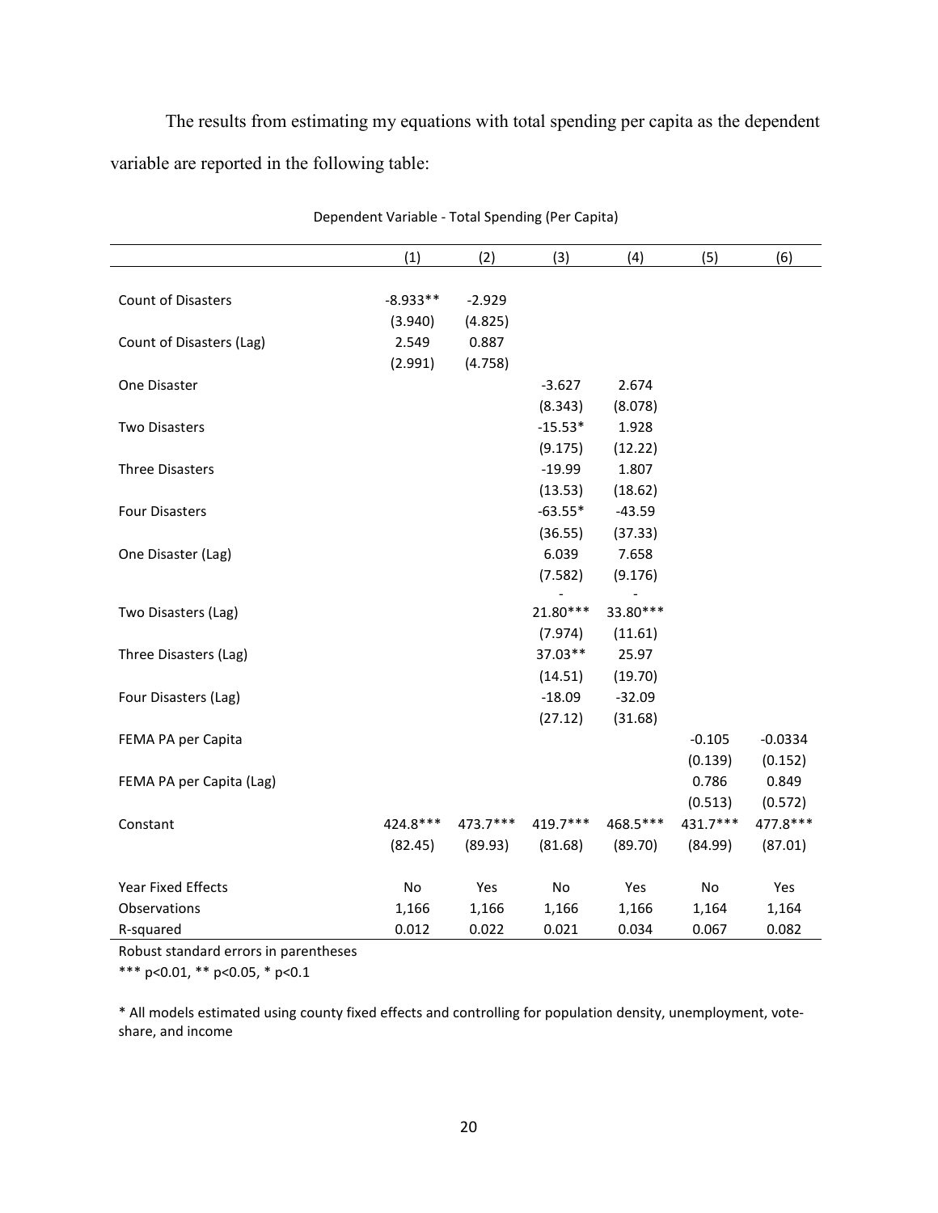The results from estimating my equations with total spending per capita as the dependent variable are reported in the following table:

Dependent Variable - Total Spending (Per Capita)

| | (1) | (2) | (3) | (4) | (5) | (6) |
|---|---|---|---|---|---|---|
| Count of Disasters | -8.933** | -2.929 | | | | |
| | (3.940) | (4.825) | | | | |
| Count of Disasters (Lag) | 2.549 | 0.887 | | | | |
| | (2.991) | (4.758) | | | | |
| One Disaster | | | -3.627 | 2.674 | | |
| | | | (8.343) | (8.078) | | |
| Two Disasters | | | -15.53* | 1.928 | | |
| | | | (9.175) | (12.22) | | |
| Three Disasters | | | -19.99 | 1.807 | | |
| | | | (13.53) | (18.62) | | |
| Four Disasters | | | -63.55* | -43.59 | | |
| | | | (36.55) | (37.33) | | |
| One Disaster (Lag) | | | 6.039 | 7.658 | | |
| | | | (7.582) | (9.176) | | |
| Two Disasters (Lag) | | | -21.80*** | -33.80*** | | |
| | | | (7.974) | (11.61) | | |
| Three Disasters (Lag) | | | 37.03** | 25.97 | | |
| | | | (14.51) | (19.70) | | |
| Four Disasters (Lag) | | | -18.09 | -32.09 | | |
| | | | (27.12) | (31.68) | | |
| FEMA PA per Capita | | | | | -0.105 | -0.0334 |
| | | | | | (0.139) | (0.152) |
| FEMA PA per Capita (Lag) | | | | | 0.786 | 0.849 |
| | | | | | (0.513) | (0.572) |
| Constant | 424.8*** | 473.7*** | 419.7*** | 468.5*** | 431.7*** | 477.8*** |
| | (82.45) | (89.93) | (81.68) | (89.70) | (84.99) | (87.01) |
| Year Fixed Effects | No | Yes | No | Yes | No | Yes |
| Observations | 1,166 | 1,166 | 1,166 | 1,166 | 1,164 | 1,164 |
| R-squared | 0.012 | 0.022 | 0.021 | 0.034 | 0.067 | 0.082 |

Robust standard errors in parentheses

*** p<0.01, ** p<0.05, * p<0.1

* All models estimated using county fixed effects and controlling for population density, unemployment, vote-share, and income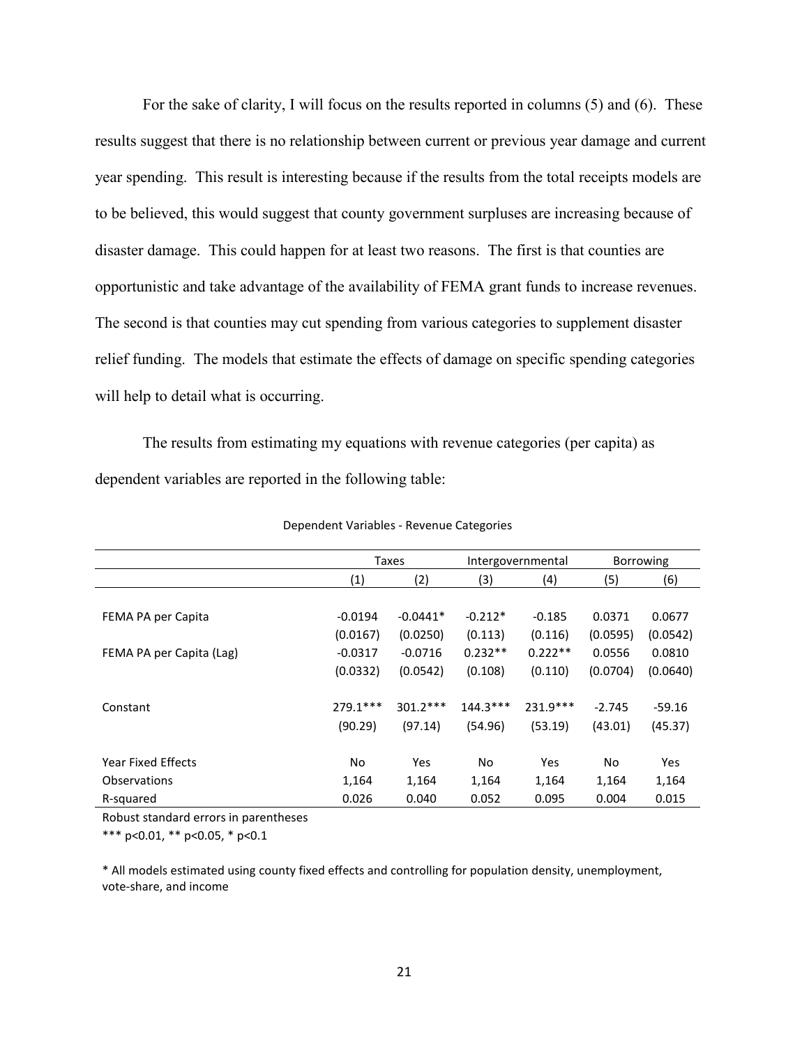For the sake of clarity, I will focus on the results reported in columns (5) and (6). These results suggest that there is no relationship between current or previous year damage and current year spending. This result is interesting because if the results from the total receipts models are to be believed, this would suggest that county government surpluses are increasing because of disaster damage. This could happen for at least two reasons. The first is that counties are opportunistic and take advantage of the availability of FEMA grant funds to increase revenues. The second is that counties may cut spending from various categories to supplement disaster relief funding. The models that estimate the effects of damage on specific spending categories will help to detail what is occurring.

The results from estimating my equations with revenue categories (per capita) as dependent variables are reported in the following table:

Dependent Variables - Revenue Categories

| | Taxes | | Intergovernmental | | Borrowing | |
|---|---|---|---|---|---|---|
| | (1) | (2) | (3) | (4) | (5) | (6) |
| FEMA PA per Capita | -0.0194 | -0.0441* | -0.212* | -0.185 | 0.0371 | 0.0677 |
| | (0.0167) | (0.0250) | (0.113) | (0.116) | (0.0595) | (0.0542) |
| FEMA PA per Capita (Lag) | -0.0317 | -0.0716 | 0.232** | 0.222** | 0.0556 | 0.0810 |
| | (0.0332) | (0.0542) | (0.108) | (0.110) | (0.0704) | (0.0640) |
| Constant | 279.1*** | 301.2*** | 144.3*** | 231.9*** | -2.745 | -59.16 |
| | (90.29) | (97.14) | (54.96) | (53.19) | (43.01) | (45.37) |
| Year Fixed Effects | No | Yes | No | Yes | No | Yes |
| Observations | 1,164 | 1,164 | 1,164 | 1,164 | 1,164 | 1,164 |
| R-squared | 0.026 | 0.040 | 0.052 | 0.095 | 0.004 | 0.015 |

Robust standard errors in parentheses

*** p<0.01, ** p<0.05, * p<0.1

* All models estimated using county fixed effects and controlling for population density, unemployment, vote-share, and income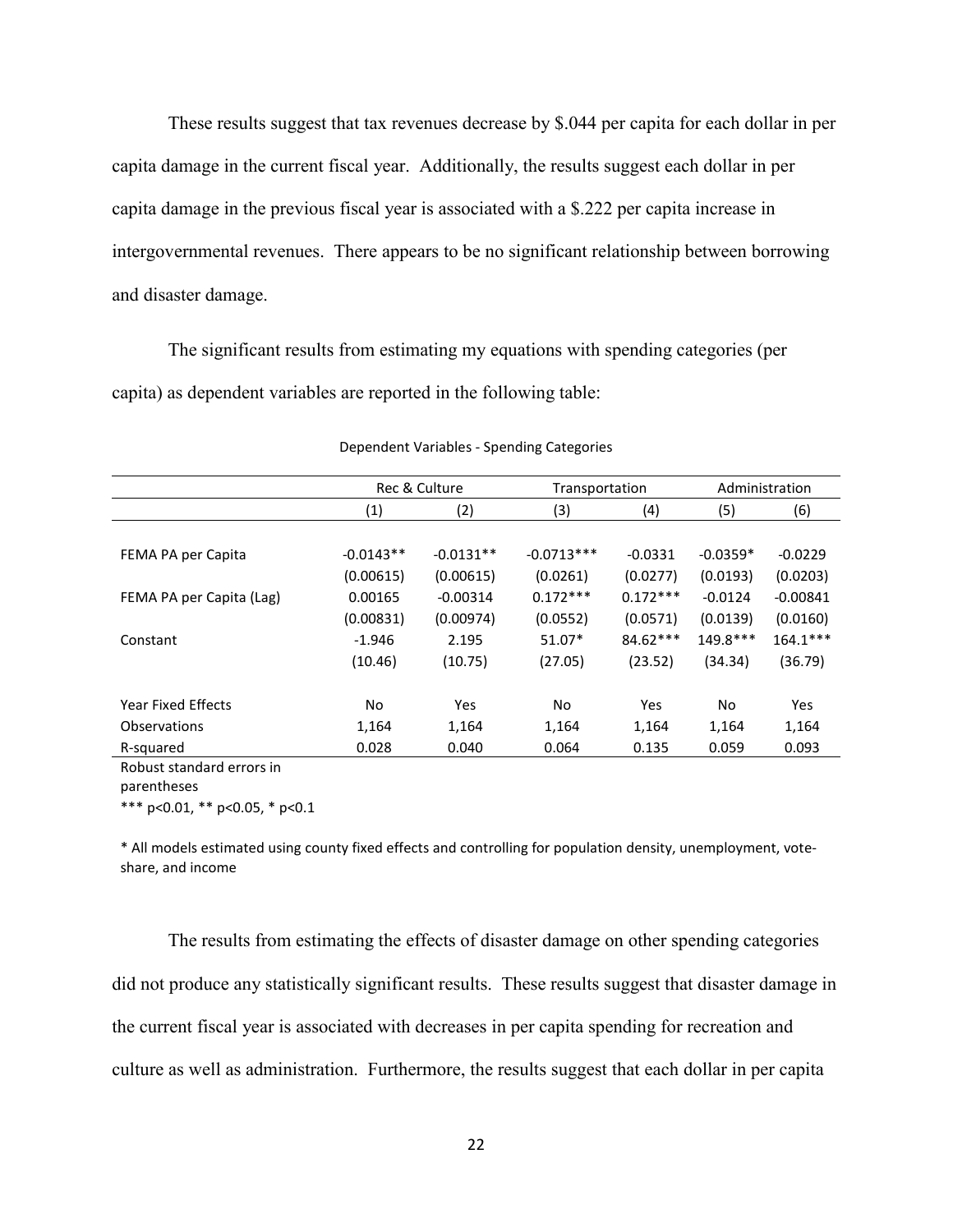These results suggest that tax revenues decrease by \$.044 per capita for each dollar in per capita damage in the current fiscal year. Additionally, the results suggest each dollar in per capita damage in the previous fiscal year is associated with a \$.222 per capita increase in intergovernmental revenues. There appears to be no significant relationship between borrowing and disaster damage.

The significant results from estimating my equations with spending categories (per capita) as dependent variables are reported in the following table:

Dependent Variables - Spending Categories

| | Rec & Culture | | Transportation | | Administration | |
|---|---|---|---|---|---|---|
| | (1) | (2) | (3) | (4) | (5) | (6) |
| FEMA PA per Capita | -0.0143** | -0.0131** | -0.0713*** | -0.0331 | -0.0359* | -0.0229 |
| | (0.00615) | (0.00615) | (0.0261) | (0.0277) | (0.0193) | (0.0203) |
| FEMA PA per Capita (Lag) | 0.00165 | -0.00314 | 0.172*** | 0.172*** | -0.0124 | -0.00841 |
| | (0.00831) | (0.00974) | (0.0552) | (0.0571) | (0.0139) | (0.0160) |
| Constant | -1.946 | 2.195 | 51.07* | 84.62*** | 149.8*** | 164.1*** |
| | (10.46) | (10.75) | (27.05) | (23.52) | (34.34) | (36.79) |
| Year Fixed Effects | No | Yes | No | Yes | No | Yes |
| Observations | 1,164 | 1,164 | 1,164 | 1,164 | 1,164 | 1,164 |
| R-squared | 0.028 | 0.040 | 0.064 | 0.135 | 0.059 | 0.093 |

Robust standard errors in parentheses

*** p<0.01, ** p<0.05, * p<0.1

* All models estimated using county fixed effects and controlling for population density, unemployment, vote-share, and income

The results from estimating the effects of disaster damage on other spending categories did not produce any statistically significant results. These results suggest that disaster damage in the current fiscal year is associated with decreases in per capita spending for recreation and culture as well as administration. Furthermore, the results suggest that each dollar in per capita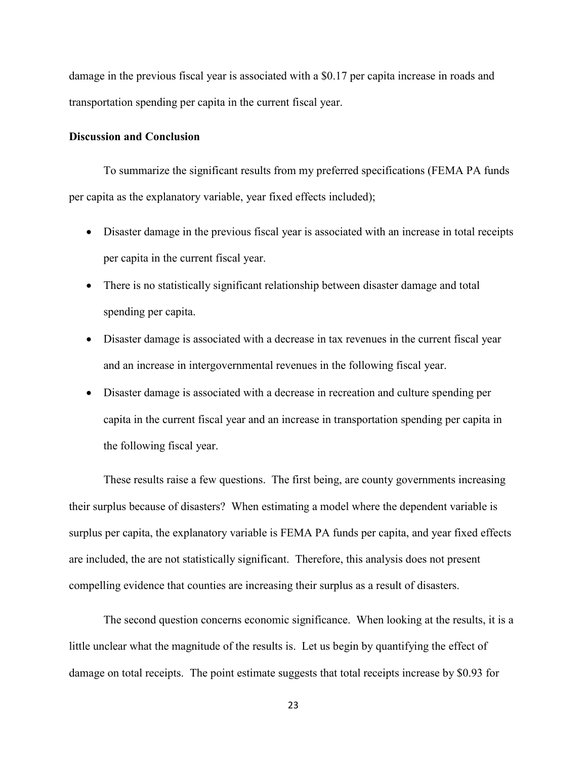damage in the previous fiscal year is associated with a $0.17 per capita increase in roads and transportation spending per capita in the current fiscal year.

**Discussion and Conclusion**

To summarize the significant results from my preferred specifications (FEMA PA funds per capita as the explanatory variable, year fixed effects included);

- Disaster damage in the previous fiscal year is associated with an increase in total receipts per capita in the current fiscal year.
- There is no statistically significant relationship between disaster damage and total spending per capita.
- Disaster damage is associated with a decrease in tax revenues in the current fiscal year and an increase in intergovernmental revenues in the following fiscal year.
- Disaster damage is associated with a decrease in recreation and culture spending per capita in the current fiscal year and an increase in transportation spending per capita in the following fiscal year.

These results raise a few questions. The first being, are county governments increasing their surplus because of disasters? When estimating a model where the dependent variable is surplus per capita, the explanatory variable is FEMA PA funds per capita, and year fixed effects are included, the are not statistically significant. Therefore, this analysis does not present compelling evidence that counties are increasing their surplus as a result of disasters.

The second question concerns economic significance. When looking at the results, it is a little unclear what the magnitude of the results is. Let us begin by quantifying the effect of damage on total receipts. The point estimate suggests that total receipts increase by $0.93 for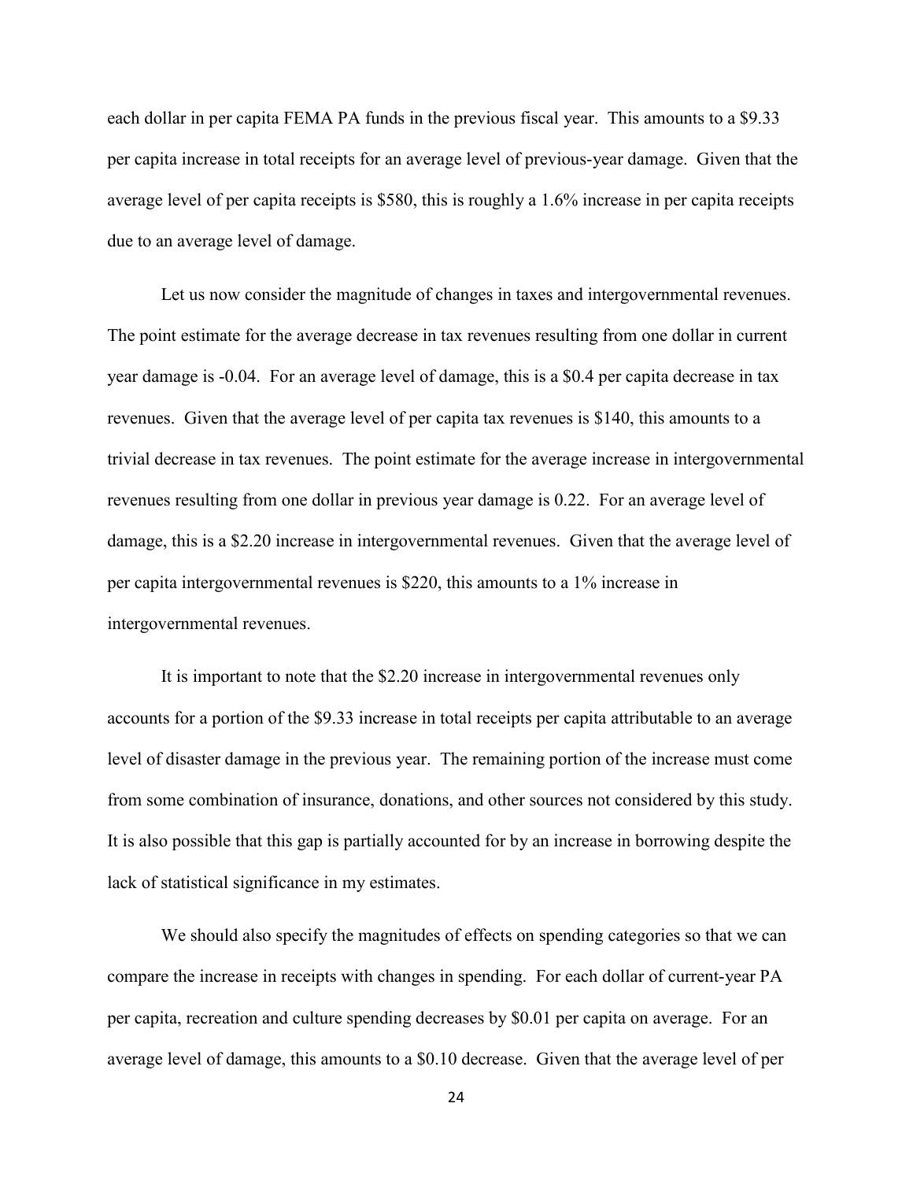each dollar in per capita FEMA PA funds in the previous fiscal year. This amounts to a $9.33 per capita increase in total receipts for an average level of previous-year damage. Given that the average level of per capita receipts is $580, this is roughly a 1.6% increase in per capita receipts due to an average level of damage.

Let us now consider the magnitude of changes in taxes and intergovernmental revenues. The point estimate for the average decrease in tax revenues resulting from one dollar in current year damage is -0.04. For an average level of damage, this is a $0.4 per capita decrease in tax revenues. Given that the average level of per capita tax revenues is $140, this amounts to a trivial decrease in tax revenues. The point estimate for the average increase in intergovernmental revenues resulting from one dollar in previous year damage is 0.22. For an average level of damage, this is a $2.20 increase in intergovernmental revenues. Given that the average level of per capita intergovernmental revenues is $220, this amounts to a 1% increase in intergovernmental revenues.

It is important to note that the $2.20 increase in intergovernmental revenues only accounts for a portion of the $9.33 increase in total receipts per capita attributable to an average level of disaster damage in the previous year. The remaining portion of the increase must come from some combination of insurance, donations, and other sources not considered by this study. It is also possible that this gap is partially accounted for by an increase in borrowing despite the lack of statistical significance in my estimates.

We should also specify the magnitudes of effects on spending categories so that we can compare the increase in receipts with changes in spending. For each dollar of current-year PA per capita, recreation and culture spending decreases by $0.01 per capita on average. For an average level of damage, this amounts to a $0.10 decrease. Given that the average level of per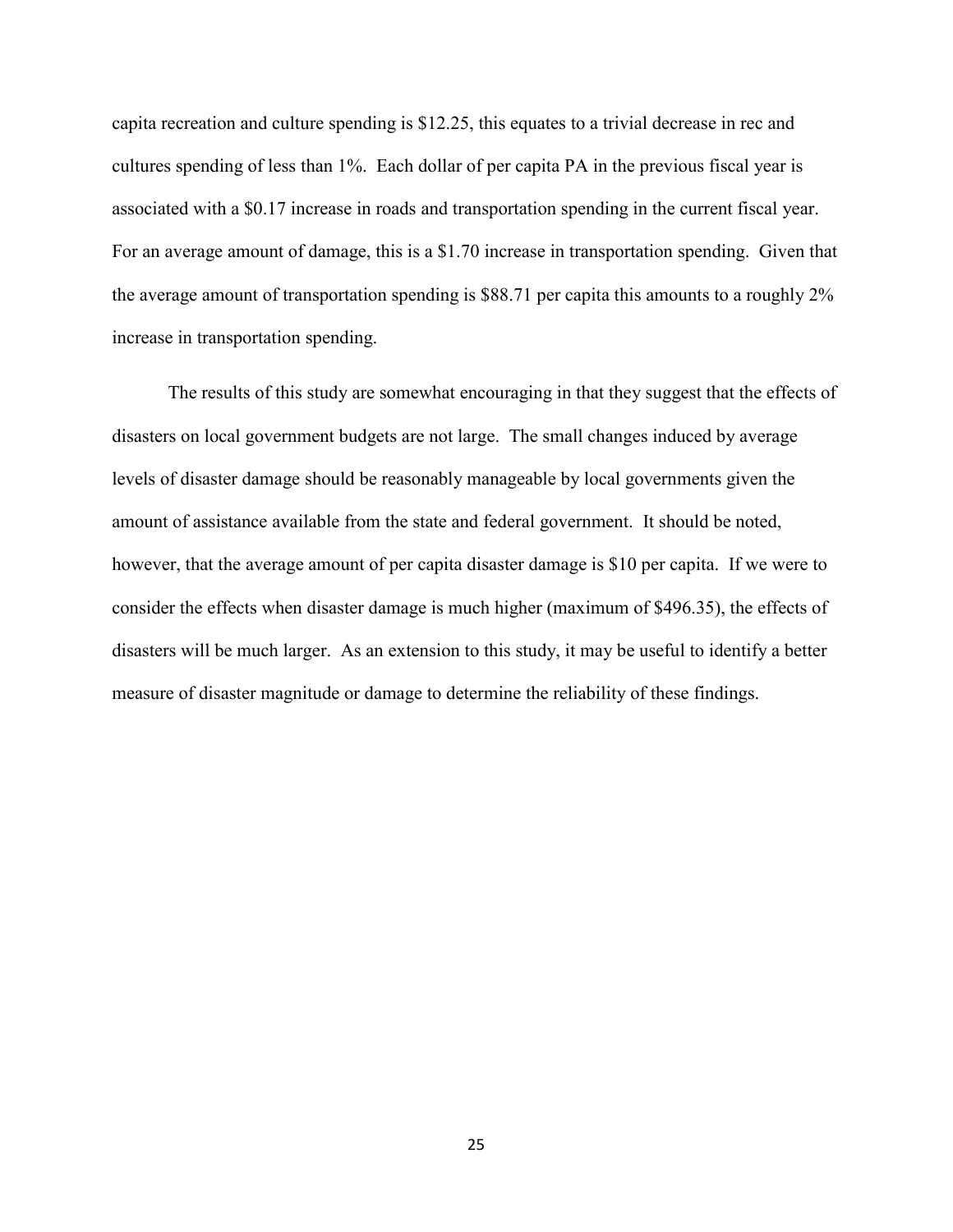capita recreation and culture spending is $12.25, this equates to a trivial decrease in rec and cultures spending of less than 1%. Each dollar of per capita PA in the previous fiscal year is associated with a $0.17 increase in roads and transportation spending in the current fiscal year. For an average amount of damage, this is a $1.70 increase in transportation spending. Given that the average amount of transportation spending is $88.71 per capita this amounts to a roughly 2% increase in transportation spending.

The results of this study are somewhat encouraging in that they suggest that the effects of disasters on local government budgets are not large. The small changes induced by average levels of disaster damage should be reasonably manageable by local governments given the amount of assistance available from the state and federal government. It should be noted, however, that the average amount of per capita disaster damage is $10 per capita. If we were to consider the effects when disaster damage is much higher (maximum of $496.35), the effects of disasters will be much larger. As an extension to this study, it may be useful to identify a better measure of disaster magnitude or damage to determine the reliability of these findings.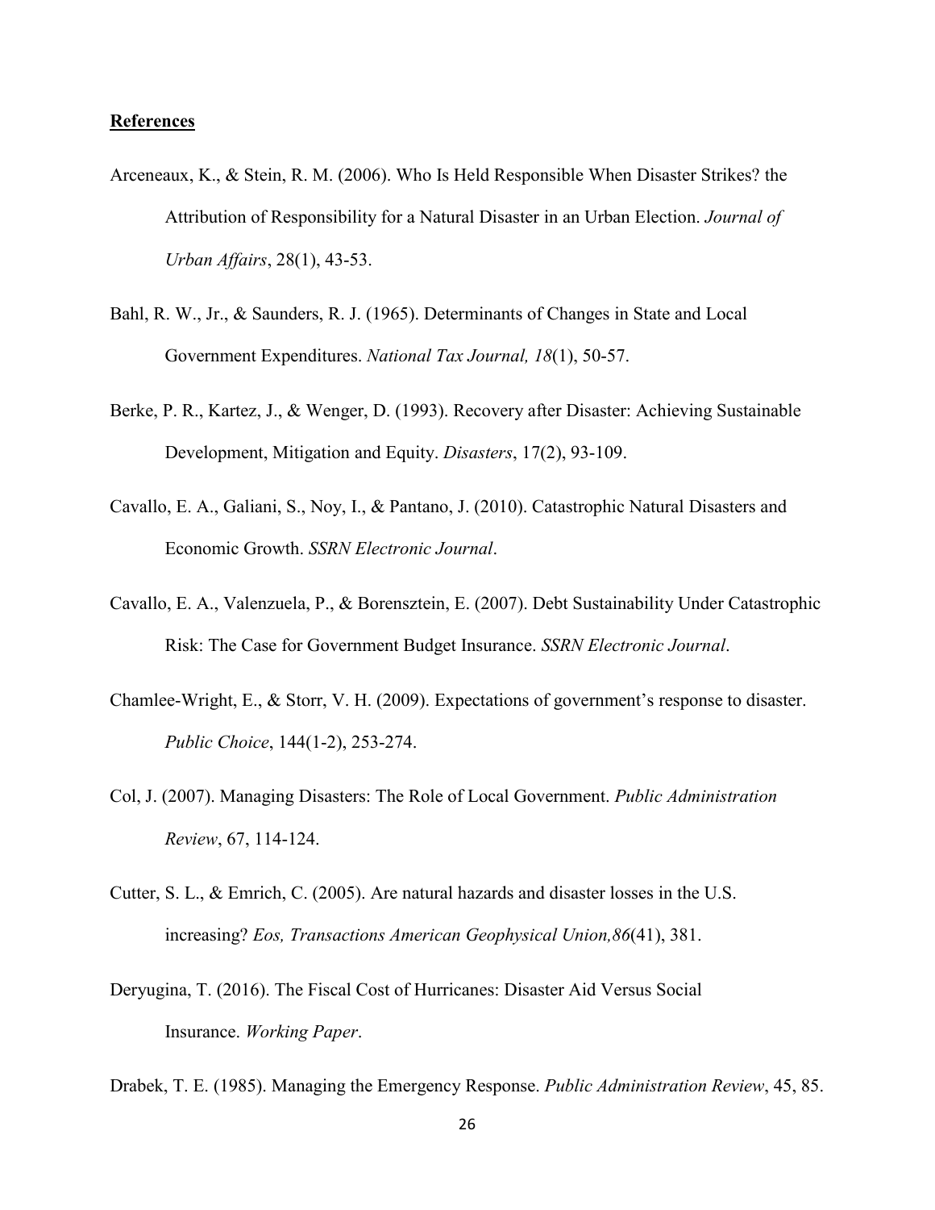**References**

Arceneaux, K., & Stein, R. M. (2006). Who Is Held Responsible When Disaster Strikes? the Attribution of Responsibility for a Natural Disaster in an Urban Election. *Journal of Urban Affairs*, 28(1), 43-53.

Bahl, R. W., Jr., & Saunders, R. J. (1965). Determinants of Changes in State and Local Government Expenditures. *National Tax Journal, 18*(1), 50-57.

Berke, P. R., Kartez, J., & Wenger, D. (1993). Recovery after Disaster: Achieving Sustainable Development, Mitigation and Equity. *Disasters*, 17(2), 93-109.

Cavallo, E. A., Galiani, S., Noy, I., & Pantano, J. (2010). Catastrophic Natural Disasters and Economic Growth. *SSRN Electronic Journal*.

Cavallo, E. A., Valenzuela, P., & Borensztein, E. (2007). Debt Sustainability Under Catastrophic Risk: The Case for Government Budget Insurance. *SSRN Electronic Journal*.

Chamlee-Wright, E., & Storr, V. H. (2009). Expectations of government's response to disaster. *Public Choice*, 144(1-2), 253-274.

Col, J. (2007). Managing Disasters: The Role of Local Government. *Public Administration Review*, 67, 114-124.

Cutter, S. L., & Emrich, C. (2005). Are natural hazards and disaster losses in the U.S. increasing? *Eos, Transactions American Geophysical Union,86*(41), 381.

Deryugina, T. (2016). The Fiscal Cost of Hurricanes: Disaster Aid Versus Social Insurance. *Working Paper*.

Drabek, T. E. (1985). Managing the Emergency Response. *Public Administration Review*, 45, 85.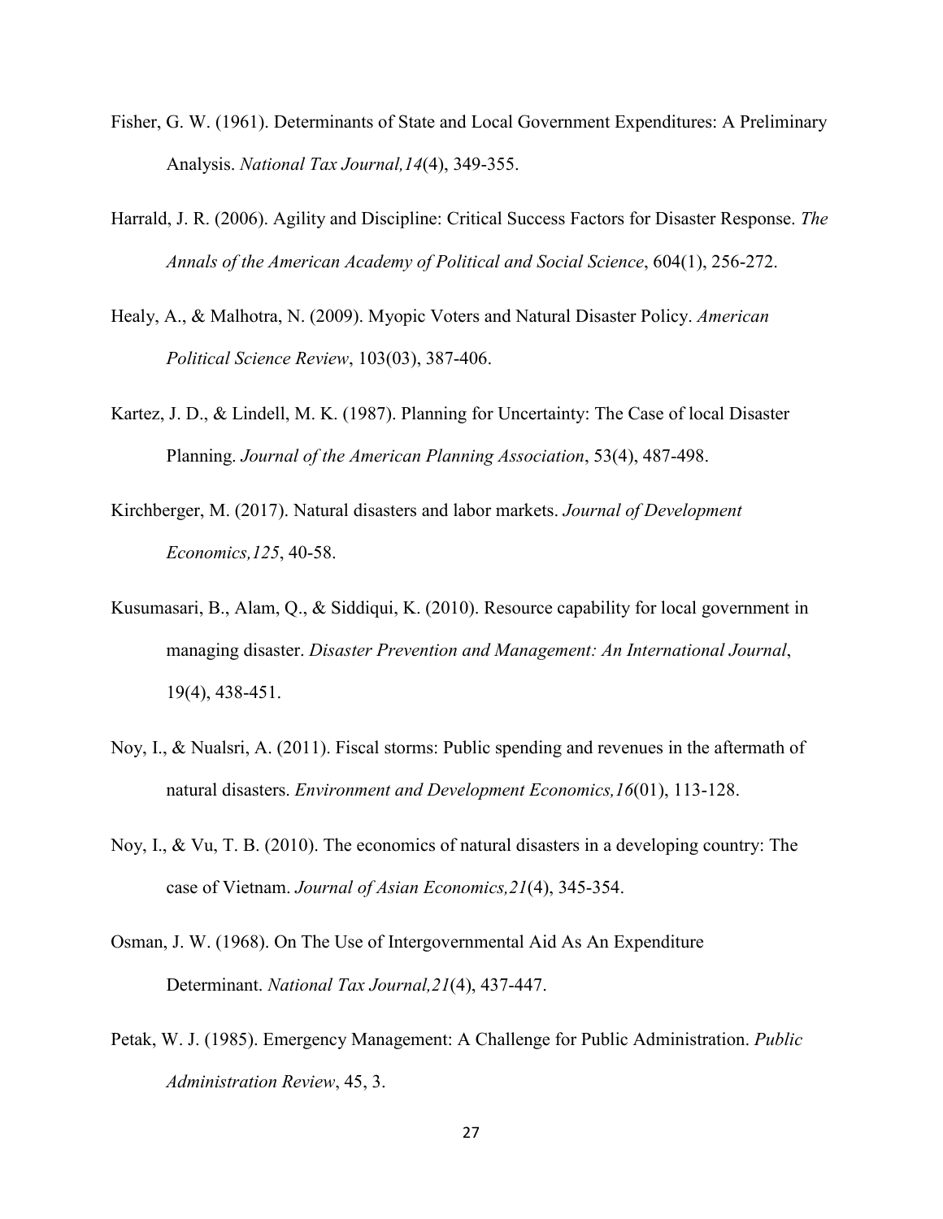Fisher, G. W. (1961). Determinants of State and Local Government Expenditures: A Preliminary Analysis. *National Tax Journal,14*(4), 349-355.

Harrald, J. R. (2006). Agility and Discipline: Critical Success Factors for Disaster Response. *The Annals of the American Academy of Political and Social Science*, 604(1), 256-272.

Healy, A., & Malhotra, N. (2009). Myopic Voters and Natural Disaster Policy. *American Political Science Review*, 103(03), 387-406.

Kartez, J. D., & Lindell, M. K. (1987). Planning for Uncertainty: The Case of local Disaster Planning. *Journal of the American Planning Association*, 53(4), 487-498.

Kirchberger, M. (2017). Natural disasters and labor markets. *Journal of Development Economics,125*, 40-58.

Kusumasari, B., Alam, Q., & Siddiqui, K. (2010). Resource capability for local government in managing disaster. *Disaster Prevention and Management: An International Journal*, 19(4), 438-451.

Noy, I., & Nualsri, A. (2011). Fiscal storms: Public spending and revenues in the aftermath of natural disasters. *Environment and Development Economics,16*(01), 113-128.

Noy, I., & Vu, T. B. (2010). The economics of natural disasters in a developing country: The case of Vietnam. *Journal of Asian Economics,21*(4), 345-354.

Osman, J. W. (1968). On The Use of Intergovernmental Aid As An Expenditure Determinant. *National Tax Journal,21*(4), 437-447.

Petak, W. J. (1985). Emergency Management: A Challenge for Public Administration. *Public Administration Review*, 45, 3.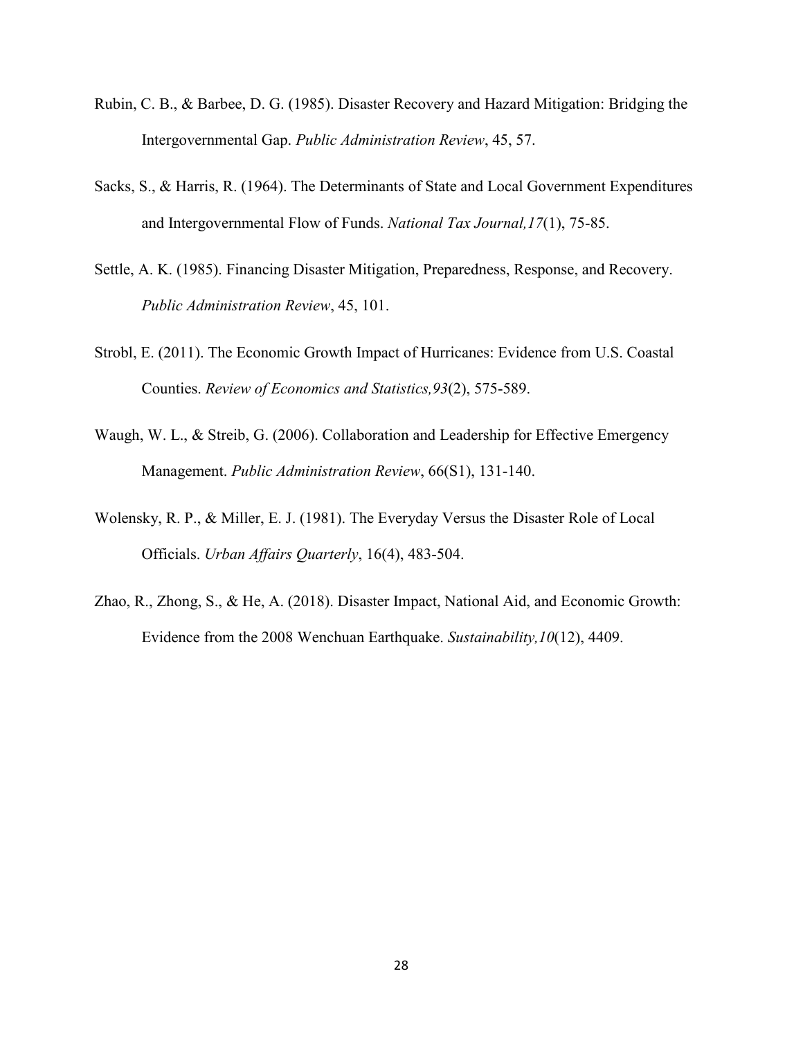Rubin, C. B., & Barbee, D. G. (1985). Disaster Recovery and Hazard Mitigation: Bridging the Intergovernmental Gap. *Public Administration Review*, 45, 57.

Sacks, S., & Harris, R. (1964). The Determinants of State and Local Government Expenditures and Intergovernmental Flow of Funds. *National Tax Journal,17*(1), 75-85.

Settle, A. K. (1985). Financing Disaster Mitigation, Preparedness, Response, and Recovery. *Public Administration Review*, 45, 101.

Strobl, E. (2011). The Economic Growth Impact of Hurricanes: Evidence from U.S. Coastal Counties. *Review of Economics and Statistics,93*(2), 575-589.

Waugh, W. L., & Streib, G. (2006). Collaboration and Leadership for Effective Emergency Management. *Public Administration Review*, 66(S1), 131-140.

Wolensky, R. P., & Miller, E. J. (1981). The Everyday Versus the Disaster Role of Local Officials. *Urban Affairs Quarterly*, 16(4), 483-504.

Zhao, R., Zhong, S., & He, A. (2018). Disaster Impact, National Aid, and Economic Growth: Evidence from the 2008 Wenchuan Earthquake. *Sustainability,10*(12), 4409.